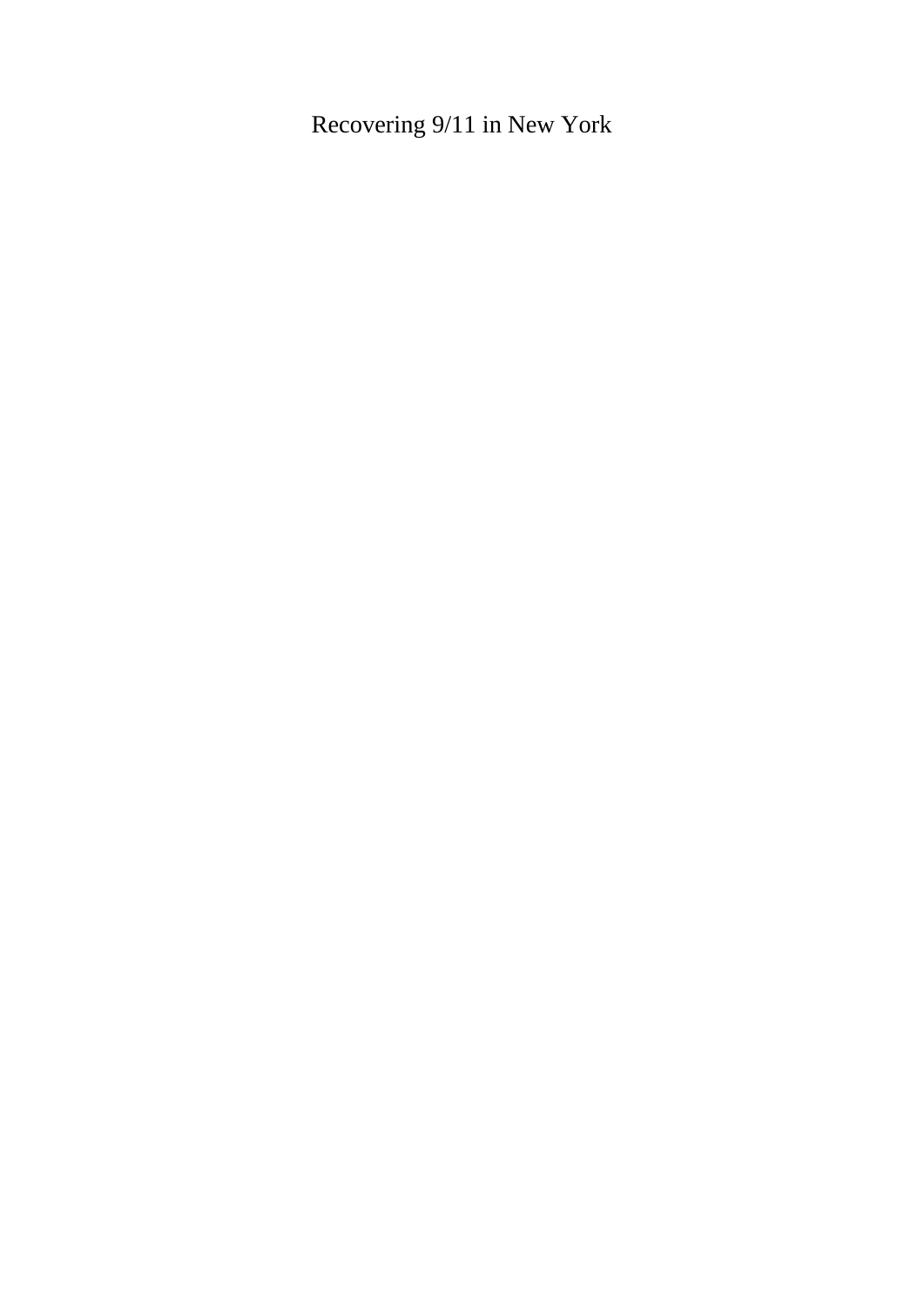Recovering 9/11 in New York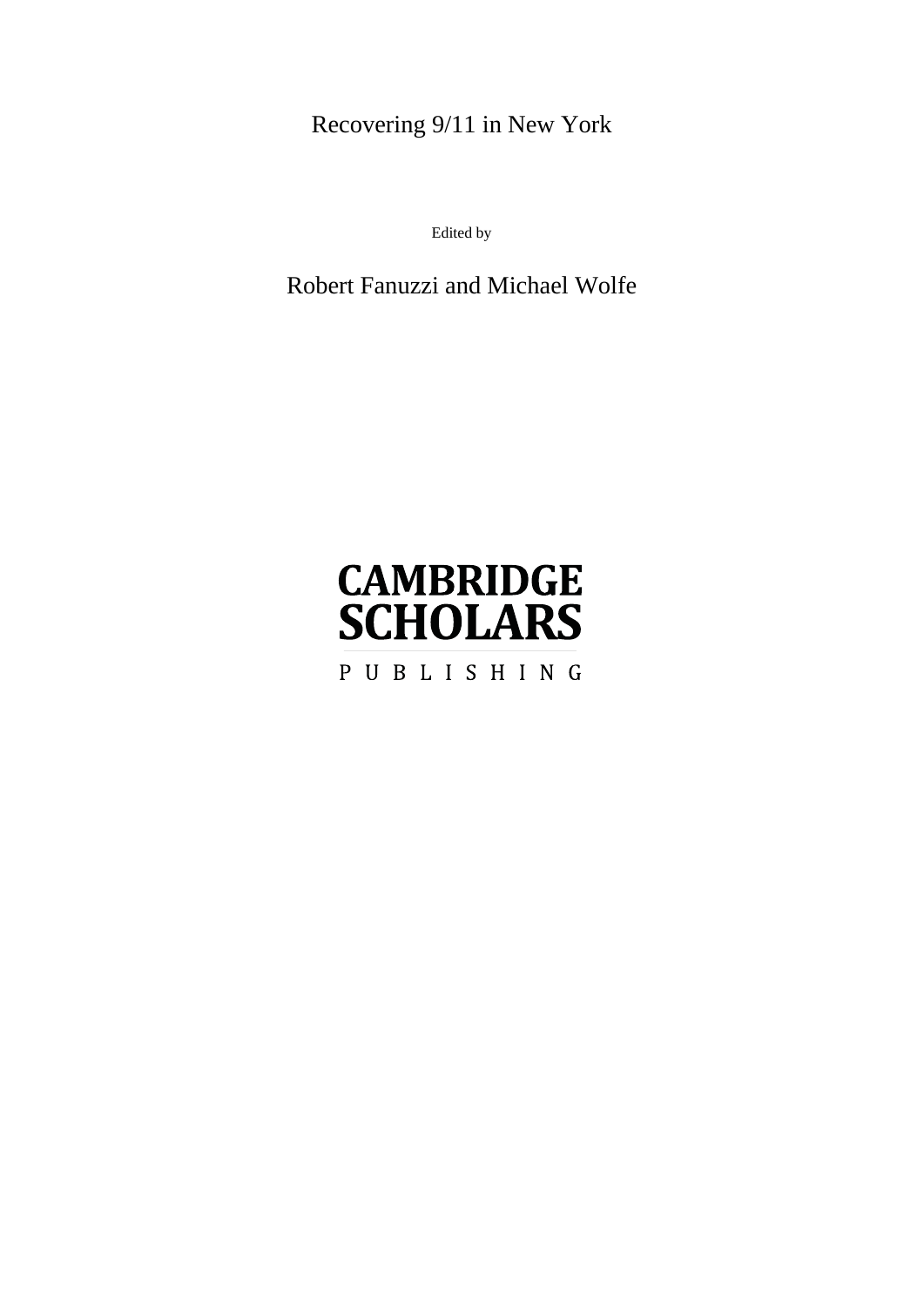# Recovering 9/11 in New York

Edited by

Robert Fanuzzi and Michael Wolfe

CAMBRIDGE SCHOLARS

PUBLISHING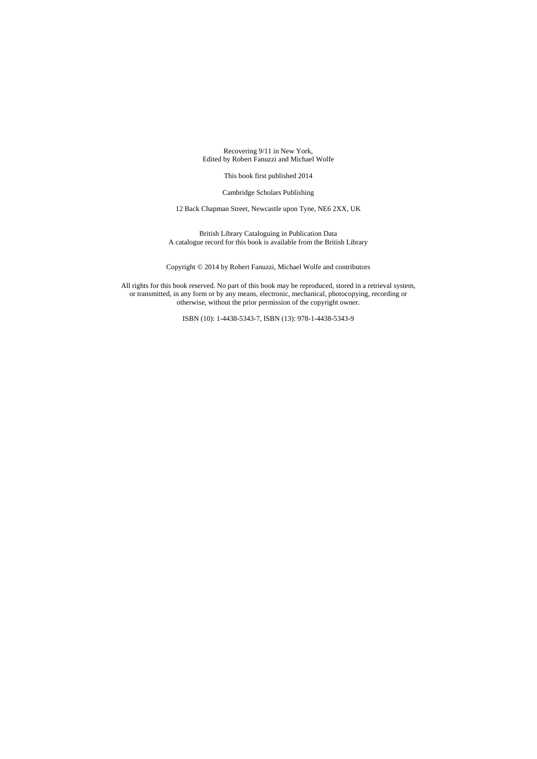Recovering 9/11 in New York,
Edited by Robert Fanuzzi and Michael Wolfe

This book first published 2014

Cambridge Scholars Publishing

12 Back Chapman Street, Newcastle upon Tyne, NE6 2XX, UK

British Library Cataloguing in Publication Data
A catalogue record for this book is available from the British Library

Copyright © 2014 by Robert Fanuzzi, Michael Wolfe and contributors

All rights for this book reserved. No part of this book may be reproduced, stored in a retrieval system, or transmitted, in any form or by any means, electronic, mechanical, photocopying, recording or otherwise, without the prior permission of the copyright owner.

ISBN (10): 1-4438-5343-7, ISBN (13): 978-1-4438-5343-9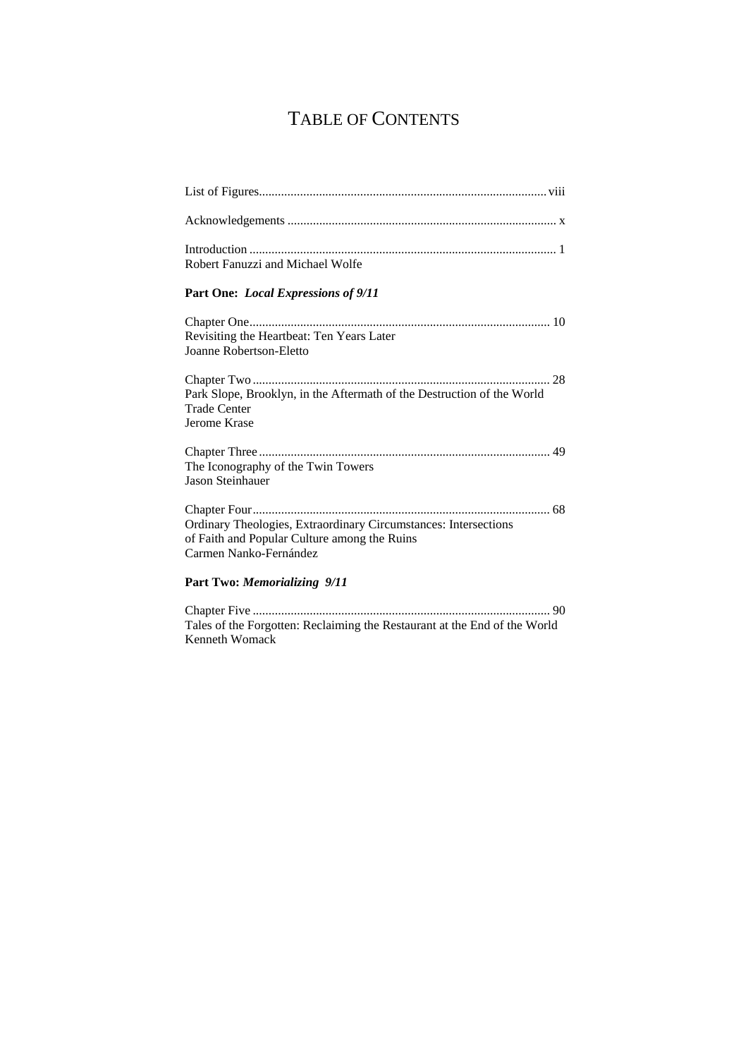# TABLE OF CONTENTS

List of Figures........................................................................................ viii

Acknowledgements ................................................................................... x

Introduction ............................................................................................... 1
Robert Fanuzzi and Michael Wolfe

**Part One:** ***Local Expressions of 9/11***

Chapter One............................................................................................. 10
Revisiting the Heartbeat: Ten Years Later
Joanne Robertson-Eletto

Chapter Two ............................................................................................ 28
Park Slope, Brooklyn, in the Aftermath of the Destruction of the World Trade Center
Jerome Krase

Chapter Three .......................................................................................... 49
The Iconography of the Twin Towers
Jason Steinhauer

Chapter Four............................................................................................ 68
Ordinary Theologies, Extraordinary Circumstances: Intersections of Faith and Popular Culture among the Ruins
Carmen Nanko-Fernández

**Part Two:** ***Memorializing 9/11***

Chapter Five ............................................................................................ 90
Tales of the Forgotten: Reclaiming the Restaurant at the End of the World
Kenneth Womack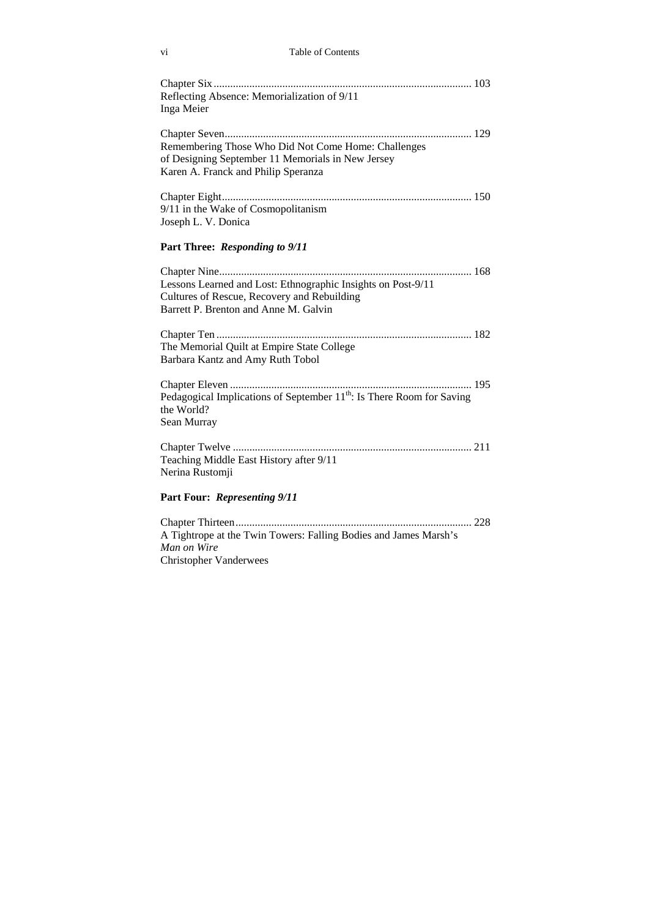Chapter Six ............................................................................................ 103
Reflecting Absence: Memorialization of 9/11
Inga Meier

Chapter Seven........................................................................................ 129
Remembering Those Who Did Not Come Home: Challenges
of Designing September 11 Memorials in New Jersey
Karen A. Franck and Philip Speranza

Chapter Eight......................................................................................... 150
9/11 in the Wake of Cosmopolitanism
Joseph L. V. Donica

**Part Three: *Responding to 9/11***

Chapter Nine.......................................................................................... 168
Lessons Learned and Lost: Ethnographic Insights on Post-9/11
Cultures of Rescue, Recovery and Rebuilding
Barrett P. Brenton and Anne M. Galvin

Chapter Ten ........................................................................................... 182
The Memorial Quilt at Empire State College
Barbara Kantz and Amy Ruth Tobol

Chapter Eleven ...................................................................................... 195
Pedagogical Implications of September 11th: Is There Room for Saving
the World?
Sean Murray

Chapter Twelve ..................................................................................... 211
Teaching Middle East History after 9/11
Nerina Rustomji

**Part Four: *Representing 9/11***

Chapter Thirteen.................................................................................... 228
A Tightrope at the Twin Towers: Falling Bodies and James Marsh's
*Man on Wire*
Christopher Vanderwees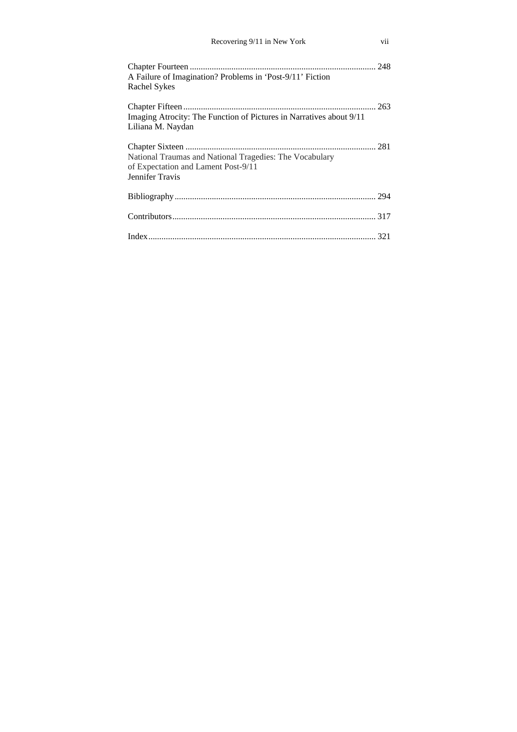Chapter Fourteen ........................................................................................ 248
A Failure of Imagination? Problems in 'Post-9/11' Fiction
Rachel Sykes

Chapter Fifteen ........................................................................................ 263
Imaging Atrocity: The Function of Pictures in Narratives about 9/11
Liliana M. Naydan

Chapter Sixteen ........................................................................................ 281
National Traumas and National Tragedies: The Vocabulary
of Expectation and Lament Post-9/11
Jennifer Travis

Bibliography ........................................................................................ 294

Contributors ........................................................................................ 317

Index ........................................................................................ 321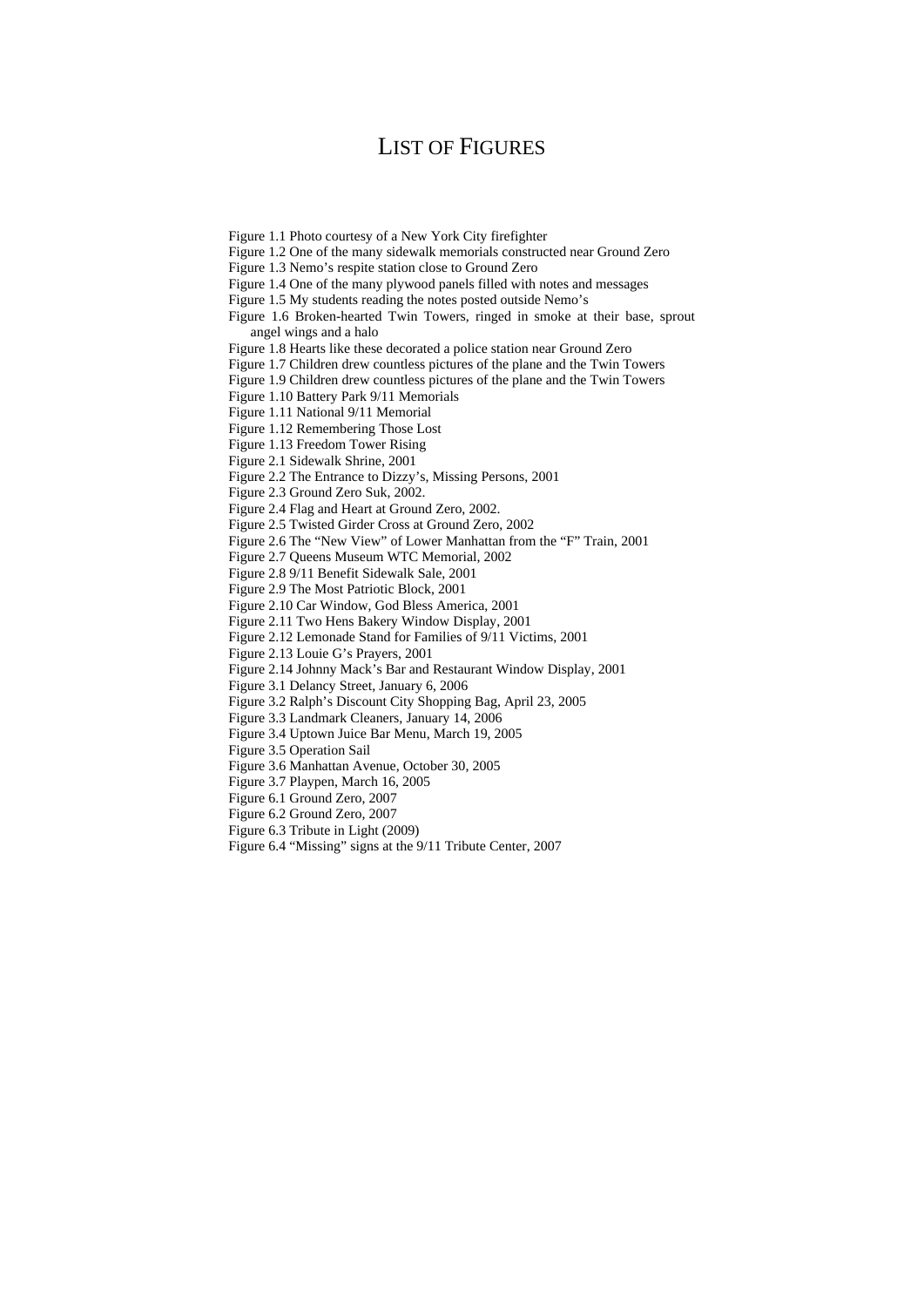# LIST OF FIGURES

Figure 1.1 Photo courtesy of a New York City firefighter
Figure 1.2 One of the many sidewalk memorials constructed near Ground Zero
Figure 1.3 Nemo's respite station close to Ground Zero
Figure 1.4 One of the many plywood panels filled with notes and messages
Figure 1.5 My students reading the notes posted outside Nemo's
Figure 1.6 Broken-hearted Twin Towers, ringed in smoke at their base, sprout angel wings and a halo
Figure 1.8 Hearts like these decorated a police station near Ground Zero
Figure 1.7 Children drew countless pictures of the plane and the Twin Towers
Figure 1.9 Children drew countless pictures of the plane and the Twin Towers
Figure 1.10 Battery Park 9/11 Memorials
Figure 1.11 National 9/11 Memorial
Figure 1.12 Remembering Those Lost
Figure 1.13 Freedom Tower Rising
Figure 2.1 Sidewalk Shrine, 2001
Figure 2.2 The Entrance to Dizzy's, Missing Persons, 2001
Figure 2.3 Ground Zero Suk, 2002.
Figure 2.4 Flag and Heart at Ground Zero, 2002.
Figure 2.5 Twisted Girder Cross at Ground Zero, 2002
Figure 2.6 The "New View" of Lower Manhattan from the "F" Train, 2001
Figure 2.7 Queens Museum WTC Memorial, 2002
Figure 2.8 9/11 Benefit Sidewalk Sale, 2001
Figure 2.9 The Most Patriotic Block, 2001
Figure 2.10 Car Window, God Bless America, 2001
Figure 2.11 Two Hens Bakery Window Display, 2001
Figure 2.12 Lemonade Stand for Families of 9/11 Victims, 2001
Figure 2.13 Louie G's Prayers, 2001
Figure 2.14 Johnny Mack's Bar and Restaurant Window Display, 2001
Figure 3.1 Delancy Street, January 6, 2006
Figure 3.2 Ralph's Discount City Shopping Bag, April 23, 2005
Figure 3.3 Landmark Cleaners, January 14, 2006
Figure 3.4 Uptown Juice Bar Menu, March 19, 2005
Figure 3.5 Operation Sail
Figure 3.6 Manhattan Avenue, October 30, 2005
Figure 3.7 Playpen, March 16, 2005
Figure 6.1 Ground Zero, 2007
Figure 6.2 Ground Zero, 2007
Figure 6.3 Tribute in Light (2009)
Figure 6.4 "Missing" signs at the 9/11 Tribute Center, 2007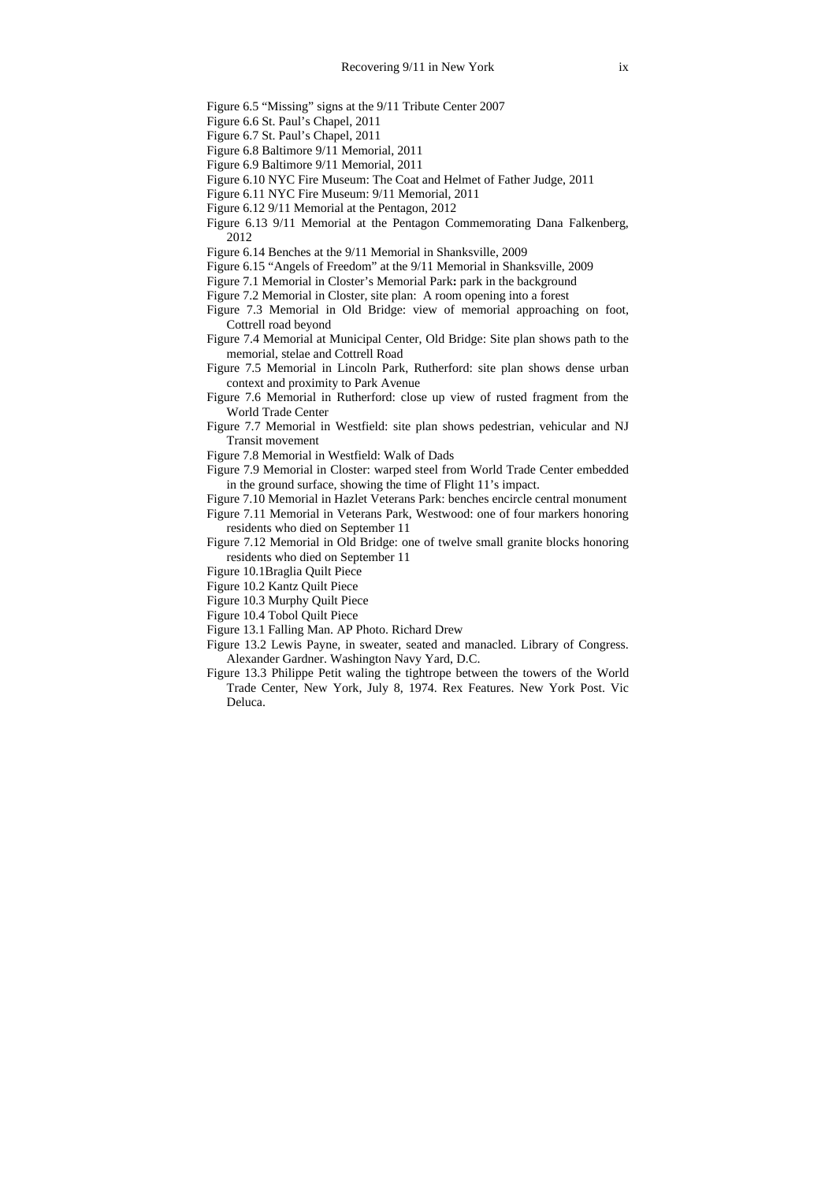Figure 6.5 “Missing” signs at the 9/11 Tribute Center 2007

Figure 6.6 St. Paul’s Chapel, 2011

Figure 6.7 St. Paul’s Chapel, 2011

Figure 6.8 Baltimore 9/11 Memorial, 2011

Figure 6.9 Baltimore 9/11 Memorial, 2011

Figure 6.10 NYC Fire Museum: The Coat and Helmet of Father Judge, 2011

Figure 6.11 NYC Fire Museum: 9/11 Memorial, 2011

Figure 6.12 9/11 Memorial at the Pentagon, 2012

Figure 6.13 9/11 Memorial at the Pentagon Commemorating Dana Falkenberg, 2012

Figure 6.14 Benches at the 9/11 Memorial in Shanksville, 2009

Figure 6.15 “Angels of Freedom” at the 9/11 Memorial in Shanksville, 2009

Figure 7.1 Memorial in Closter’s Memorial Park**:** park in the background

Figure 7.2 Memorial in Closter, site plan: A room opening into a forest

Figure 7.3 Memorial in Old Bridge: view of memorial approaching on foot, Cottrell road beyond

Figure 7.4 Memorial at Municipal Center, Old Bridge: Site plan shows path to the memorial, stelae and Cottrell Road

Figure 7.5 Memorial in Lincoln Park, Rutherford: site plan shows dense urban context and proximity to Park Avenue

Figure 7.6 Memorial in Rutherford: close up view of rusted fragment from the World Trade Center

Figure 7.7 Memorial in Westfield: site plan shows pedestrian, vehicular and NJ Transit movement

Figure 7.8 Memorial in Westfield: Walk of Dads

Figure 7.9 Memorial in Closter: warped steel from World Trade Center embedded in the ground surface, showing the time of Flight 11’s impact.

Figure 7.10 Memorial in Hazlet Veterans Park: benches encircle central monument

Figure 7.11 Memorial in Veterans Park, Westwood: one of four markers honoring residents who died on September 11

Figure 7.12 Memorial in Old Bridge: one of twelve small granite blocks honoring residents who died on September 11

Figure 10.1Braglia Quilt Piece

Figure 10.2 Kantz Quilt Piece

Figure 10.3 Murphy Quilt Piece

Figure 10.4 Tobol Quilt Piece

Figure 13.1 Falling Man. AP Photo. Richard Drew

Figure 13.2 Lewis Payne, in sweater, seated and manacled. Library of Congress. Alexander Gardner. Washington Navy Yard, D.C.

Figure 13.3 Philippe Petit waling the tightrope between the towers of the World Trade Center, New York, July 8, 1974. Rex Features. New York Post. Vic Deluca.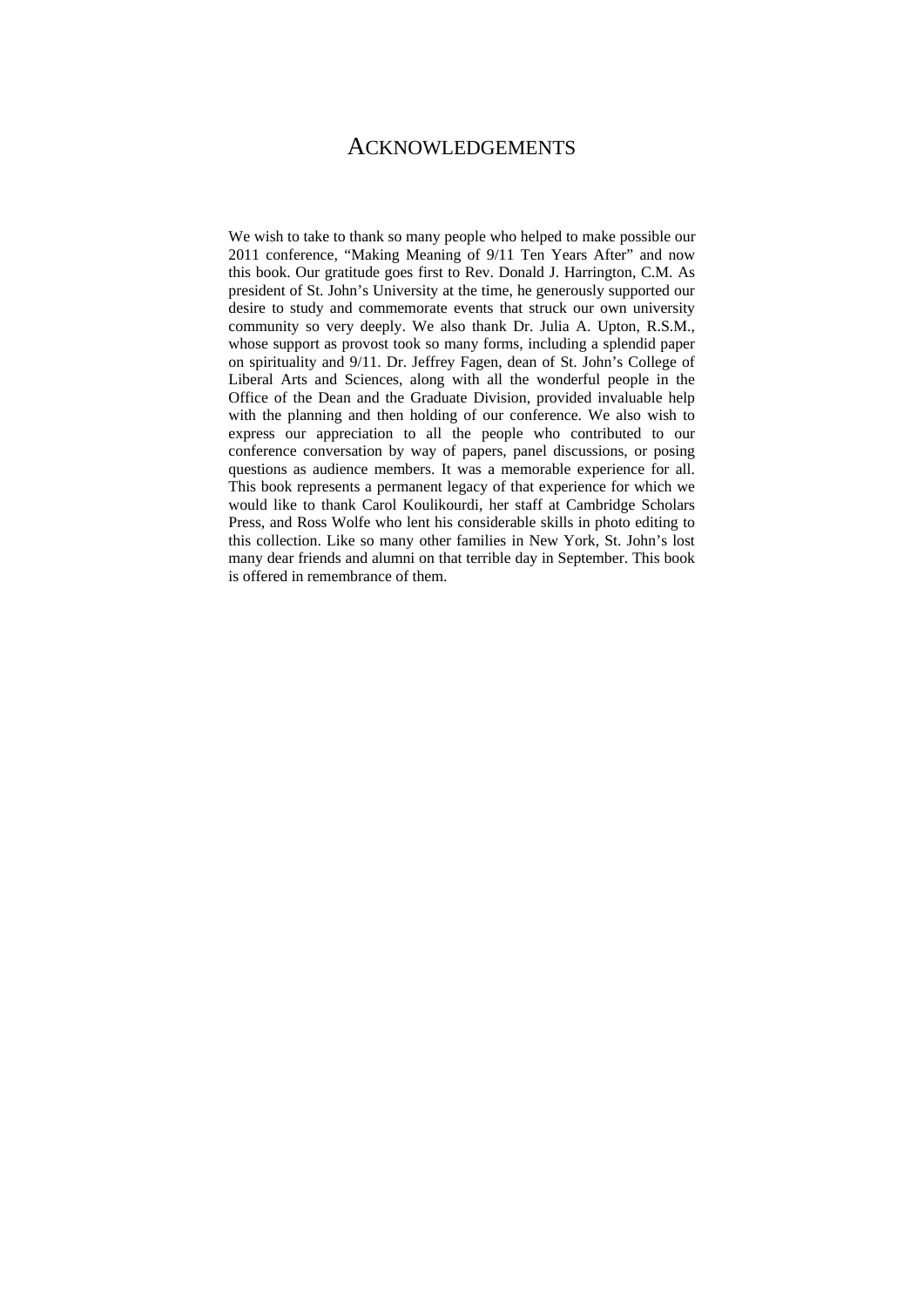# ACKNOWLEDGEMENTS

We wish to take to thank so many people who helped to make possible our 2011 conference, "Making Meaning of 9/11 Ten Years After" and now this book. Our gratitude goes first to Rev. Donald J. Harrington, C.M. As president of St. John's University at the time, he generously supported our desire to study and commemorate events that struck our own university community so very deeply. We also thank Dr. Julia A. Upton, R.S.M., whose support as provost took so many forms, including a splendid paper on spirituality and 9/11. Dr. Jeffrey Fagen, dean of St. John's College of Liberal Arts and Sciences, along with all the wonderful people in the Office of the Dean and the Graduate Division, provided invaluable help with the planning and then holding of our conference. We also wish to express our appreciation to all the people who contributed to our conference conversation by way of papers, panel discussions, or posing questions as audience members. It was a memorable experience for all. This book represents a permanent legacy of that experience for which we would like to thank Carol Koulikourdi, her staff at Cambridge Scholars Press, and Ross Wolfe who lent his considerable skills in photo editing to this collection. Like so many other families in New York, St. John's lost many dear friends and alumni on that terrible day in September. This book is offered in remembrance of them.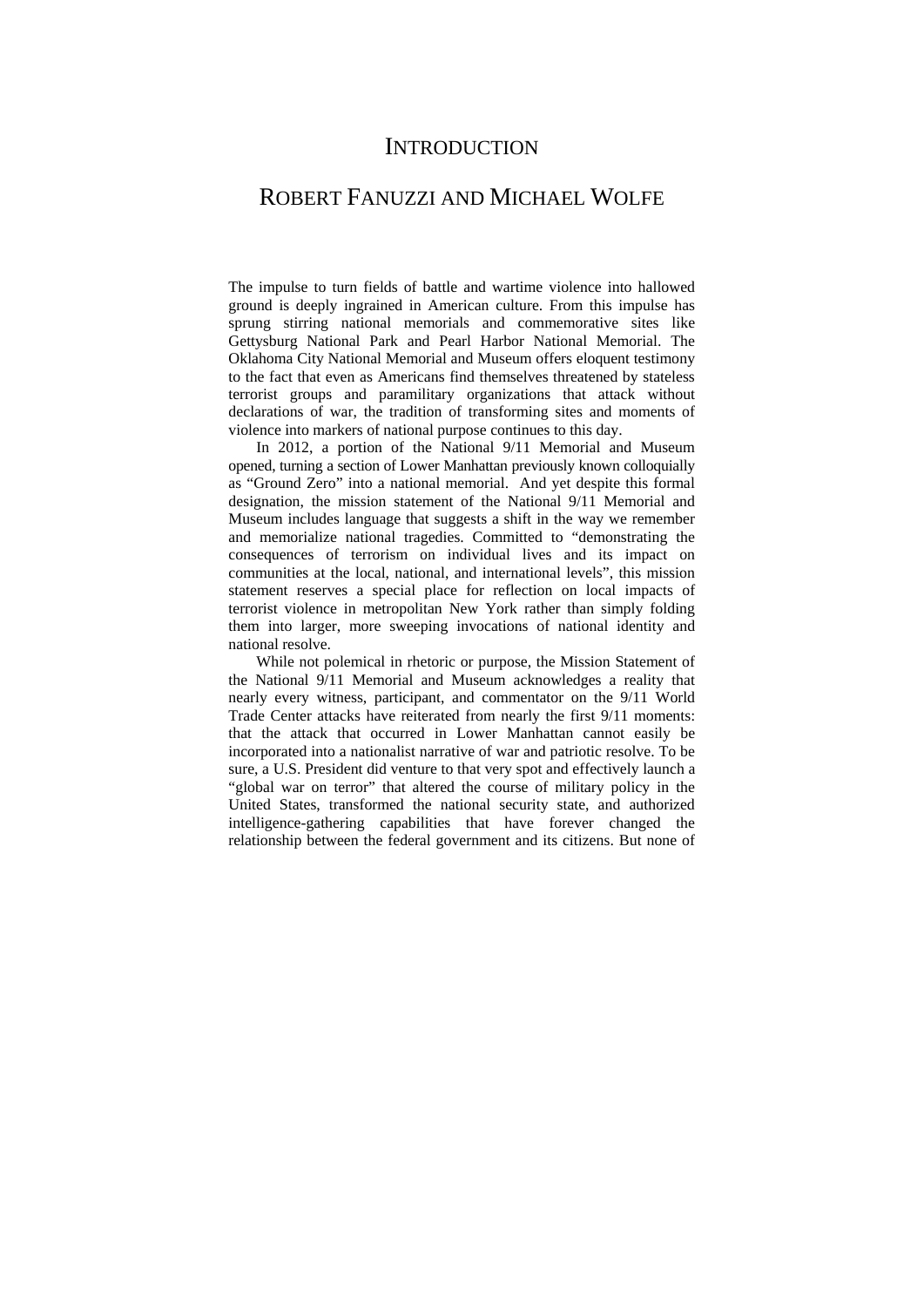# INTRODUCTION

## ROBERT FANUZZI AND MICHAEL WOLFE

The impulse to turn fields of battle and wartime violence into hallowed ground is deeply ingrained in American culture. From this impulse has sprung stirring national memorials and commemorative sites like Gettysburg National Park and Pearl Harbor National Memorial. The Oklahoma City National Memorial and Museum offers eloquent testimony to the fact that even as Americans find themselves threatened by stateless terrorist groups and paramilitary organizations that attack without declarations of war, the tradition of transforming sites and moments of violence into markers of national purpose continues to this day.

In 2012, a portion of the National 9/11 Memorial and Museum opened, turning a section of Lower Manhattan previously known colloquially as "Ground Zero" into a national memorial. And yet despite this formal designation, the mission statement of the National 9/11 Memorial and Museum includes language that suggests a shift in the way we remember and memorialize national tragedies. Committed to "demonstrating the consequences of terrorism on individual lives and its impact on communities at the local, national, and international levels", this mission statement reserves a special place for reflection on local impacts of terrorist violence in metropolitan New York rather than simply folding them into larger, more sweeping invocations of national identity and national resolve.

While not polemical in rhetoric or purpose, the Mission Statement of the National 9/11 Memorial and Museum acknowledges a reality that nearly every witness, participant, and commentator on the 9/11 World Trade Center attacks have reiterated from nearly the first 9/11 moments: that the attack that occurred in Lower Manhattan cannot easily be incorporated into a nationalist narrative of war and patriotic resolve. To be sure, a U.S. President did venture to that very spot and effectively launch a "global war on terror" that altered the course of military policy in the United States, transformed the national security state, and authorized intelligence-gathering capabilities that have forever changed the relationship between the federal government and its citizens. But none of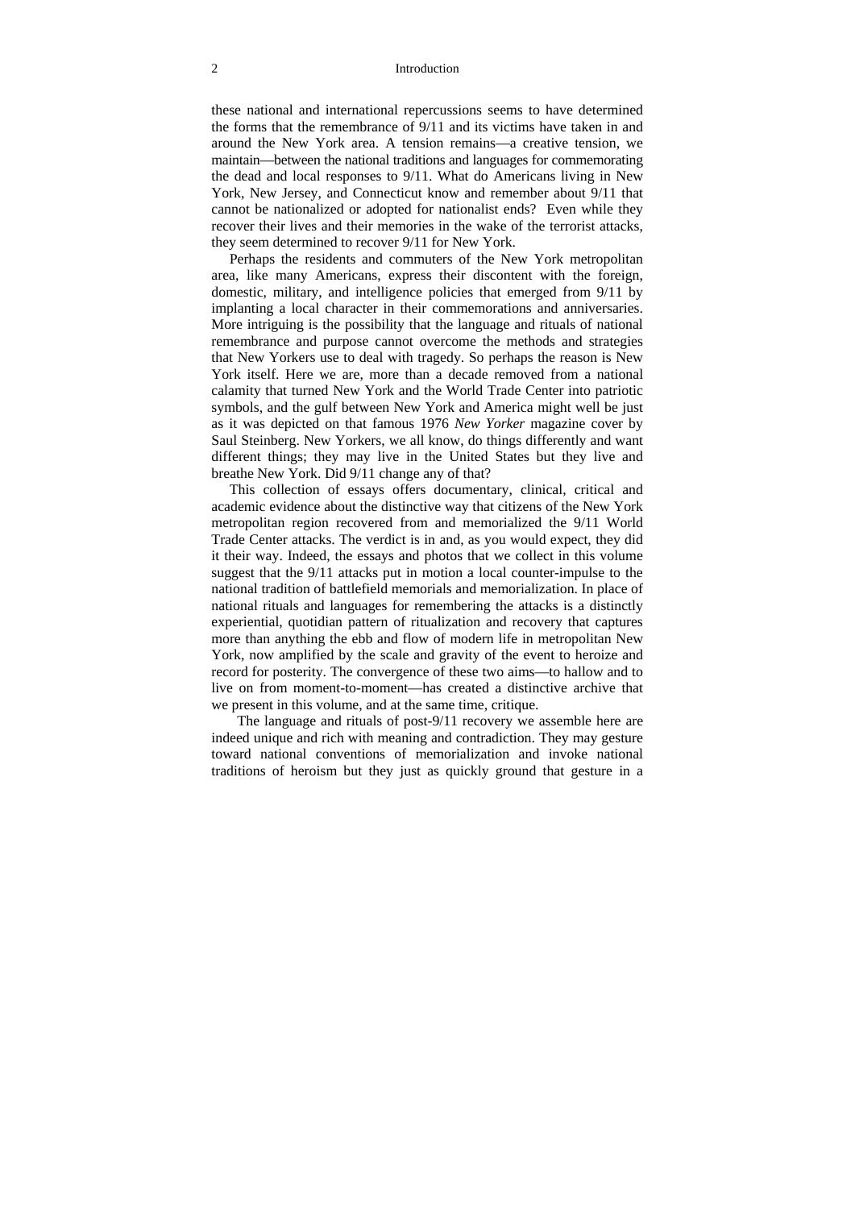these national and international repercussions seems to have determined the forms that the remembrance of 9/11 and its victims have taken in and around the New York area. A tension remains—a creative tension, we maintain—between the national traditions and languages for commemorating the dead and local responses to 9/11. What do Americans living in New York, New Jersey, and Connecticut know and remember about 9/11 that cannot be nationalized or adopted for nationalist ends? Even while they recover their lives and their memories in the wake of the terrorist attacks, they seem determined to recover 9/11 for New York.

Perhaps the residents and commuters of the New York metropolitan area, like many Americans, express their discontent with the foreign, domestic, military, and intelligence policies that emerged from 9/11 by implanting a local character in their commemorations and anniversaries. More intriguing is the possibility that the language and rituals of national remembrance and purpose cannot overcome the methods and strategies that New Yorkers use to deal with tragedy. So perhaps the reason is New York itself. Here we are, more than a decade removed from a national calamity that turned New York and the World Trade Center into patriotic symbols, and the gulf between New York and America might well be just as it was depicted on that famous 1976 *New Yorker* magazine cover by Saul Steinberg. New Yorkers, we all know, do things differently and want different things; they may live in the United States but they live and breathe New York. Did 9/11 change any of that?

This collection of essays offers documentary, clinical, critical and academic evidence about the distinctive way that citizens of the New York metropolitan region recovered from and memorialized the 9/11 World Trade Center attacks. The verdict is in and, as you would expect, they did it their way. Indeed, the essays and photos that we collect in this volume suggest that the 9/11 attacks put in motion a local counter-impulse to the national tradition of battlefield memorials and memorialization. In place of national rituals and languages for remembering the attacks is a distinctly experiential, quotidian pattern of ritualization and recovery that captures more than anything the ebb and flow of modern life in metropolitan New York, now amplified by the scale and gravity of the event to heroize and record for posterity. The convergence of these two aims—to hallow and to live on from moment-to-moment—has created a distinctive archive that we present in this volume, and at the same time, critique.

The language and rituals of post-9/11 recovery we assemble here are indeed unique and rich with meaning and contradiction. They may gesture toward national conventions of memorialization and invoke national traditions of heroism but they just as quickly ground that gesture in a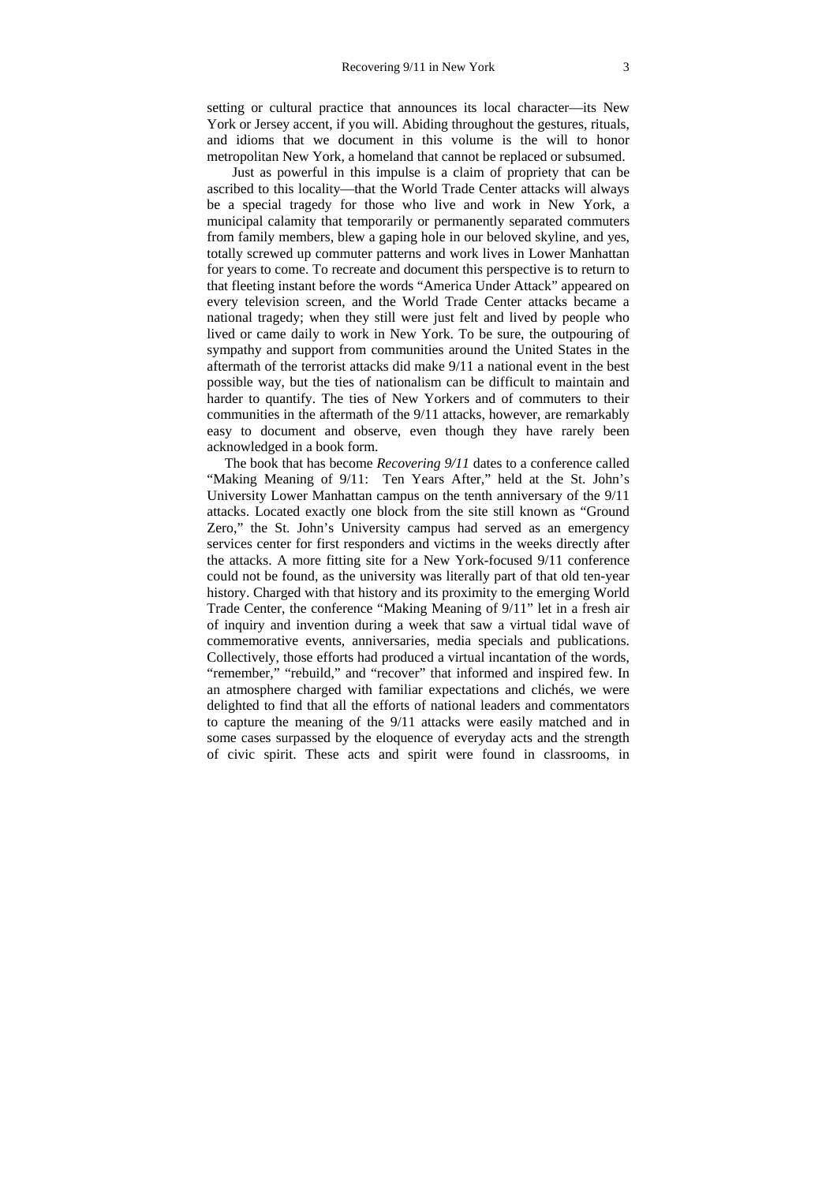setting or cultural practice that announces its local character—its New York or Jersey accent, if you will. Abiding throughout the gestures, rituals, and idioms that we document in this volume is the will to honor metropolitan New York, a homeland that cannot be replaced or subsumed.

Just as powerful in this impulse is a claim of propriety that can be ascribed to this locality—that the World Trade Center attacks will always be a special tragedy for those who live and work in New York, a municipal calamity that temporarily or permanently separated commuters from family members, blew a gaping hole in our beloved skyline, and yes, totally screwed up commuter patterns and work lives in Lower Manhattan for years to come. To recreate and document this perspective is to return to that fleeting instant before the words "America Under Attack" appeared on every television screen, and the World Trade Center attacks became a national tragedy; when they still were just felt and lived by people who lived or came daily to work in New York. To be sure, the outpouring of sympathy and support from communities around the United States in the aftermath of the terrorist attacks did make 9/11 a national event in the best possible way, but the ties of nationalism can be difficult to maintain and harder to quantify. The ties of New Yorkers and of commuters to their communities in the aftermath of the 9/11 attacks, however, are remarkably easy to document and observe, even though they have rarely been acknowledged in a book form.

The book that has become *Recovering 9/11* dates to a conference called "Making Meaning of 9/11: Ten Years After," held at the St. John's University Lower Manhattan campus on the tenth anniversary of the 9/11 attacks. Located exactly one block from the site still known as "Ground Zero," the St. John's University campus had served as an emergency services center for first responders and victims in the weeks directly after the attacks. A more fitting site for a New York-focused 9/11 conference could not be found, as the university was literally part of that old ten-year history. Charged with that history and its proximity to the emerging World Trade Center, the conference "Making Meaning of 9/11" let in a fresh air of inquiry and invention during a week that saw a virtual tidal wave of commemorative events, anniversaries, media specials and publications. Collectively, those efforts had produced a virtual incantation of the words, "remember," "rebuild," and "recover" that informed and inspired few. In an atmosphere charged with familiar expectations and clichés, we were delighted to find that all the efforts of national leaders and commentators to capture the meaning of the 9/11 attacks were easily matched and in some cases surpassed by the eloquence of everyday acts and the strength of civic spirit. These acts and spirit were found in classrooms, in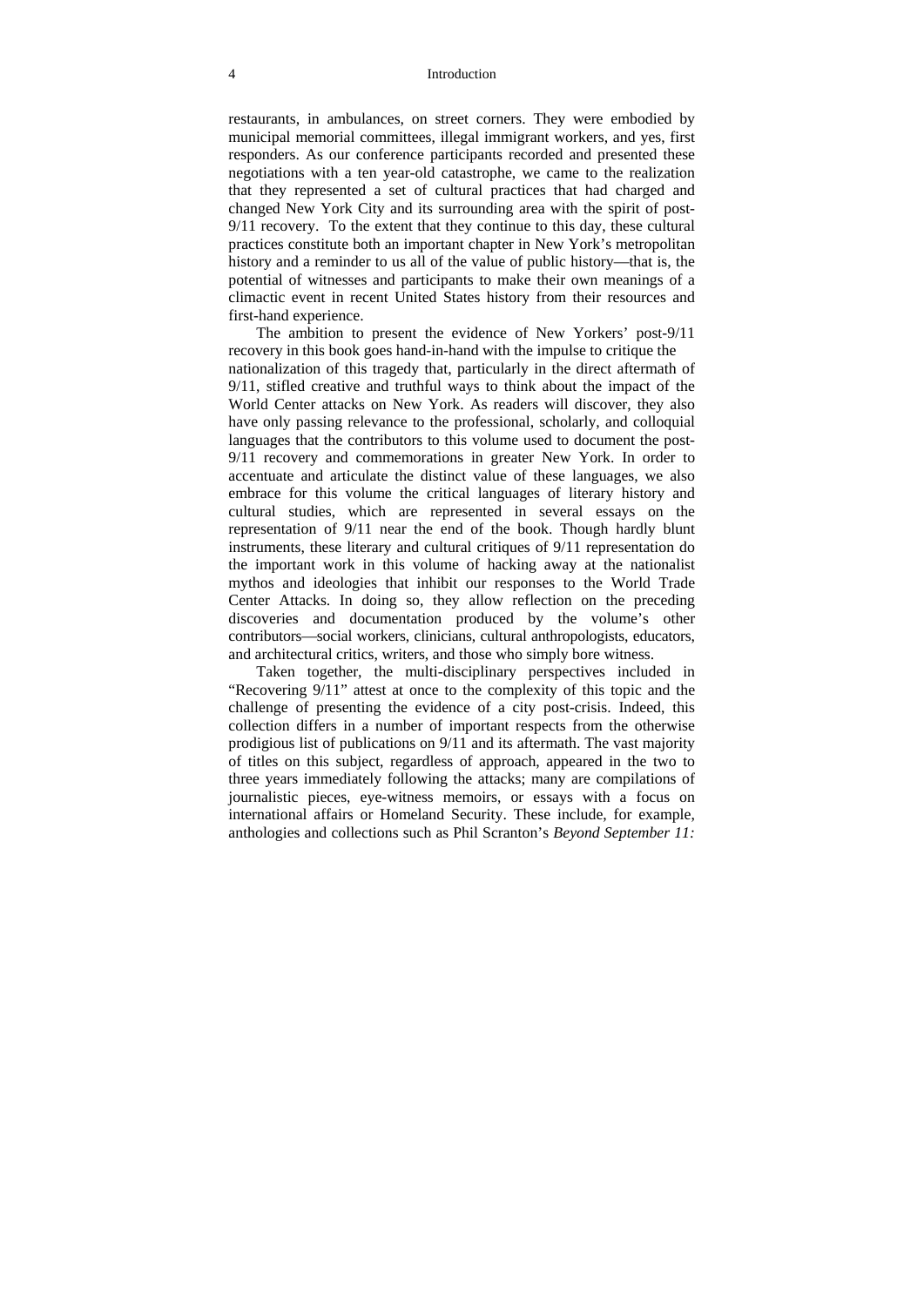restaurants, in ambulances, on street corners. They were embodied by municipal memorial committees, illegal immigrant workers, and yes, first responders. As our conference participants recorded and presented these negotiations with a ten year-old catastrophe, we came to the realization that they represented a set of cultural practices that had charged and changed New York City and its surrounding area with the spirit of post-9/11 recovery. To the extent that they continue to this day, these cultural practices constitute both an important chapter in New York's metropolitan history and a reminder to us all of the value of public history—that is, the potential of witnesses and participants to make their own meanings of a climactic event in recent United States history from their resources and first-hand experience.

The ambition to present the evidence of New Yorkers' post-9/11 recovery in this book goes hand-in-hand with the impulse to critique the nationalization of this tragedy that, particularly in the direct aftermath of 9/11, stifled creative and truthful ways to think about the impact of the World Center attacks on New York. As readers will discover, they also have only passing relevance to the professional, scholarly, and colloquial languages that the contributors to this volume used to document the post-9/11 recovery and commemorations in greater New York. In order to accentuate and articulate the distinct value of these languages, we also embrace for this volume the critical languages of literary history and cultural studies, which are represented in several essays on the representation of 9/11 near the end of the book. Though hardly blunt instruments, these literary and cultural critiques of 9/11 representation do the important work in this volume of hacking away at the nationalist mythos and ideologies that inhibit our responses to the World Trade Center Attacks. In doing so, they allow reflection on the preceding discoveries and documentation produced by the volume's other contributors—social workers, clinicians, cultural anthropologists, educators, and architectural critics, writers, and those who simply bore witness.

Taken together, the multi-disciplinary perspectives included in "Recovering 9/11" attest at once to the complexity of this topic and the challenge of presenting the evidence of a city post-crisis. Indeed, this collection differs in a number of important respects from the otherwise prodigious list of publications on 9/11 and its aftermath. The vast majority of titles on this subject, regardless of approach, appeared in the two to three years immediately following the attacks; many are compilations of journalistic pieces, eye-witness memoirs, or essays with a focus on international affairs or Homeland Security. These include, for example, anthologies and collections such as Phil Scranton's *Beyond September 11:*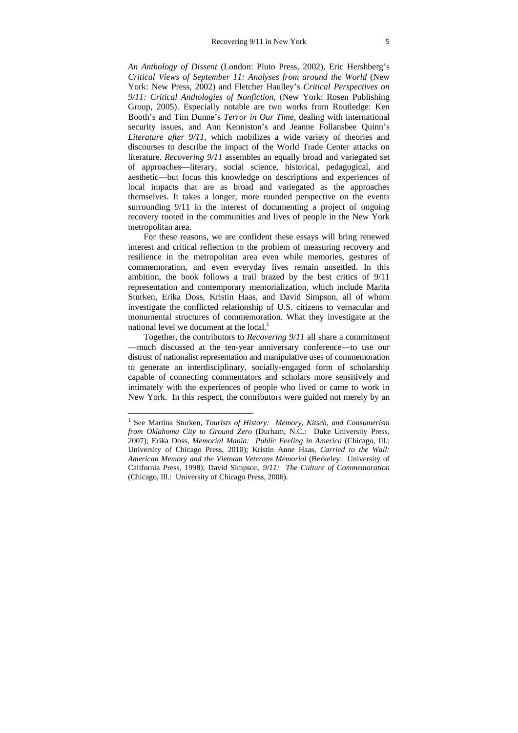*An Anthology of Dissent* (London: Pluto Press, 2002), Eric Hershberg's *Critical Views of September 11: Analyses from around the World* (New York: New Press, 2002) and Fletcher Haulley's *Critical Perspectives on 9/11: Critical Anthologies of Nonfiction*, (New York: Rosen Publishing Group, 2005). Especially notable are two works from Routledge: Ken Booth's and Tim Dunne's *Terror in Our Time*, dealing with international security issues, and Ann Kenniston's and Jeanne Follansbee Quinn's *Literature after 9/11*, which mobilizes a wide variety of theories and discourses to describe the impact of the World Trade Center attacks on literature. *Recovering 9/11* assembles an equally broad and variegated set of approaches—literary, social science, historical, pedagogical, and aesthetic—but focus this knowledge on descriptions and experiences of local impacts that are as broad and variegated as the approaches themselves. It takes a longer, more rounded perspective on the events surrounding 9/11 in the interest of documenting a project of ongoing recovery rooted in the communities and lives of people in the New York metropolitan area.

For these reasons, we are confident these essays will bring renewed interest and critical reflection to the problem of measuring recovery and resilience in the metropolitan area even while memories, gestures of commemoration, and even everyday lives remain unsettled. In this ambition, the book follows a trail brazed by the best critics of 9/11 representation and contemporary memorialization, which include Marita Sturken, Erika Doss, Kristin Haas, and David Simpson, all of whom investigate the conflicted relationship of U.S. citizens to vernacular and monumental structures of commemoration. What they investigate at the national level we document at the local.[1]

Together, the contributors to *Recovering 9/11* all share a commitment —much discussed at the ten-year anniversary conference—to use our distrust of nationalist representation and manipulative uses of commemoration to generate an interdisciplinary, socially-engaged form of scholarship capable of connecting commentators and scholars more sensitively and intimately with the experiences of people who lived or came to work in New York. In this respect, the contributors were guided not merely by an

---

[1] See Martina Sturken, *Tourists of History: Memory, Kitsch, and Consumerism from Oklahoma City to Ground Zero* (Durham, N.C.: Duke University Press, 2007); Erika Doss, *Memorial Mania: Public Feeling in America* (Chicago, Ill.: University of Chicago Press, 2010); Kristin Anne Haas, *Carried to the Wall: American Memory and the Vietnam Veterans Memorial* (Berkeley: University of California Press, 1998); David Simpson, *9/11: The Culture of Commemoration* (Chicago, Ill.: University of Chicago Press, 2006).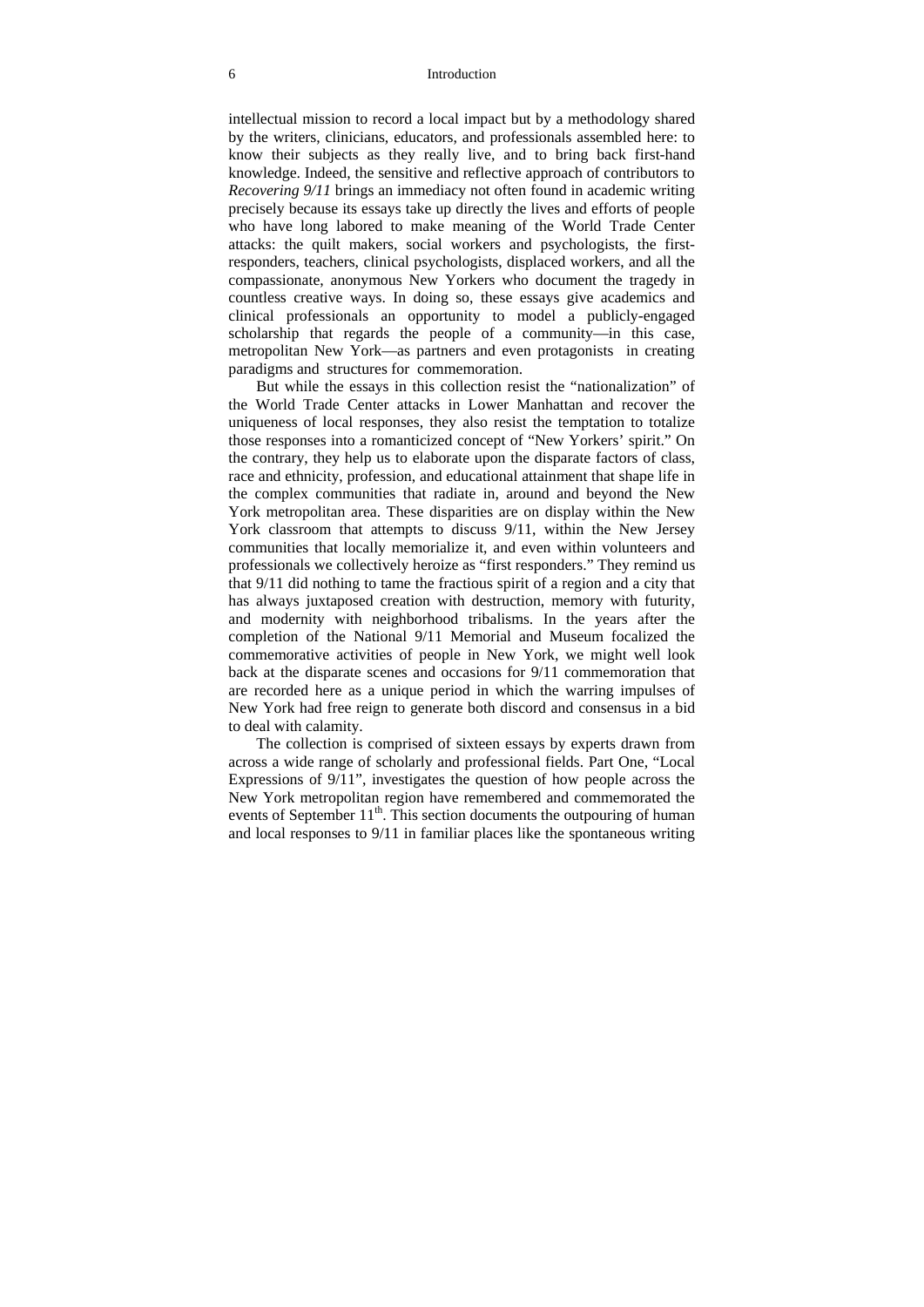intellectual mission to record a local impact but by a methodology shared by the writers, clinicians, educators, and professionals assembled here: to know their subjects as they really live, and to bring back first-hand knowledge. Indeed, the sensitive and reflective approach of contributors to *Recovering 9/11* brings an immediacy not often found in academic writing precisely because its essays take up directly the lives and efforts of people who have long labored to make meaning of the World Trade Center attacks: the quilt makers, social workers and psychologists, the first-responders, teachers, clinical psychologists, displaced workers, and all the compassionate, anonymous New Yorkers who document the tragedy in countless creative ways. In doing so, these essays give academics and clinical professionals an opportunity to model a publicly-engaged scholarship that regards the people of a community—in this case, metropolitan New York—as partners and even protagonists in creating paradigms and structures for commemoration.

But while the essays in this collection resist the "nationalization" of the World Trade Center attacks in Lower Manhattan and recover the uniqueness of local responses, they also resist the temptation to totalize those responses into a romanticized concept of "New Yorkers' spirit." On the contrary, they help us to elaborate upon the disparate factors of class, race and ethnicity, profession, and educational attainment that shape life in the complex communities that radiate in, around and beyond the New York metropolitan area. These disparities are on display within the New York classroom that attempts to discuss 9/11, within the New Jersey communities that locally memorialize it, and even within volunteers and professionals we collectively heroize as "first responders." They remind us that 9/11 did nothing to tame the fractious spirit of a region and a city that has always juxtaposed creation with destruction, memory with futurity, and modernity with neighborhood tribalisms. In the years after the completion of the National 9/11 Memorial and Museum focalized the commemorative activities of people in New York, we might well look back at the disparate scenes and occasions for 9/11 commemoration that are recorded here as a unique period in which the warring impulses of New York had free reign to generate both discord and consensus in a bid to deal with calamity.

The collection is comprised of sixteen essays by experts drawn from across a wide range of scholarly and professional fields. Part One, "Local Expressions of 9/11", investigates the question of how people across the New York metropolitan region have remembered and commemorated the events of September 11th. This section documents the outpouring of human and local responses to 9/11 in familiar places like the spontaneous writing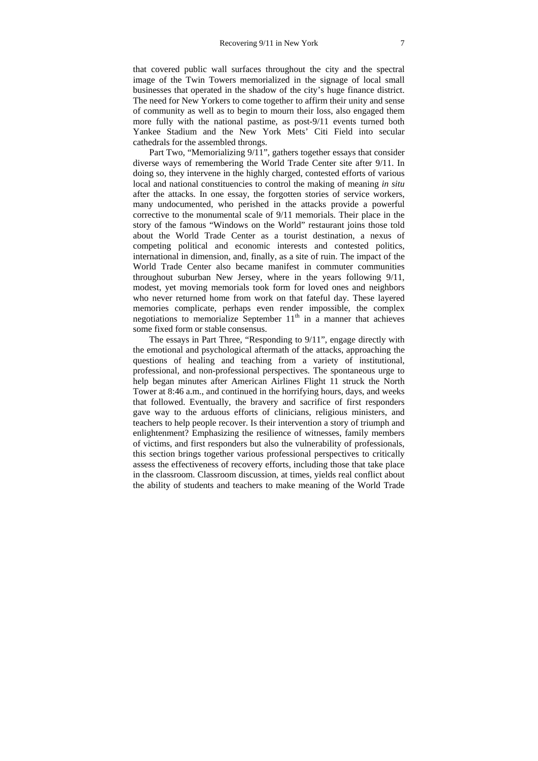that covered public wall surfaces throughout the city and the spectral image of the Twin Towers memorialized in the signage of local small businesses that operated in the shadow of the city's huge finance district. The need for New Yorkers to come together to affirm their unity and sense of community as well as to begin to mourn their loss, also engaged them more fully with the national pastime, as post-9/11 events turned both Yankee Stadium and the New York Mets' Citi Field into secular cathedrals for the assembled throngs.

Part Two, "Memorializing 9/11", gathers together essays that consider diverse ways of remembering the World Trade Center site after 9/11. In doing so, they intervene in the highly charged, contested efforts of various local and national constituencies to control the making of meaning *in situ* after the attacks. In one essay, the forgotten stories of service workers, many undocumented, who perished in the attacks provide a powerful corrective to the monumental scale of 9/11 memorials. Their place in the story of the famous "Windows on the World" restaurant joins those told about the World Trade Center as a tourist destination, a nexus of competing political and economic interests and contested politics, international in dimension, and, finally, as a site of ruin. The impact of the World Trade Center also became manifest in commuter communities throughout suburban New Jersey, where in the years following 9/11, modest, yet moving memorials took form for loved ones and neighbors who never returned home from work on that fateful day. These layered memories complicate, perhaps even render impossible, the complex negotiations to memorialize September 11th in a manner that achieves some fixed form or stable consensus.

The essays in Part Three, "Responding to 9/11", engage directly with the emotional and psychological aftermath of the attacks, approaching the questions of healing and teaching from a variety of institutional, professional, and non-professional perspectives. The spontaneous urge to help began minutes after American Airlines Flight 11 struck the North Tower at 8:46 a.m., and continued in the horrifying hours, days, and weeks that followed. Eventually, the bravery and sacrifice of first responders gave way to the arduous efforts of clinicians, religious ministers, and teachers to help people recover. Is their intervention a story of triumph and enlightenment? Emphasizing the resilience of witnesses, family members of victims, and first responders but also the vulnerability of professionals, this section brings together various professional perspectives to critically assess the effectiveness of recovery efforts, including those that take place in the classroom. Classroom discussion, at times, yields real conflict about the ability of students and teachers to make meaning of the World Trade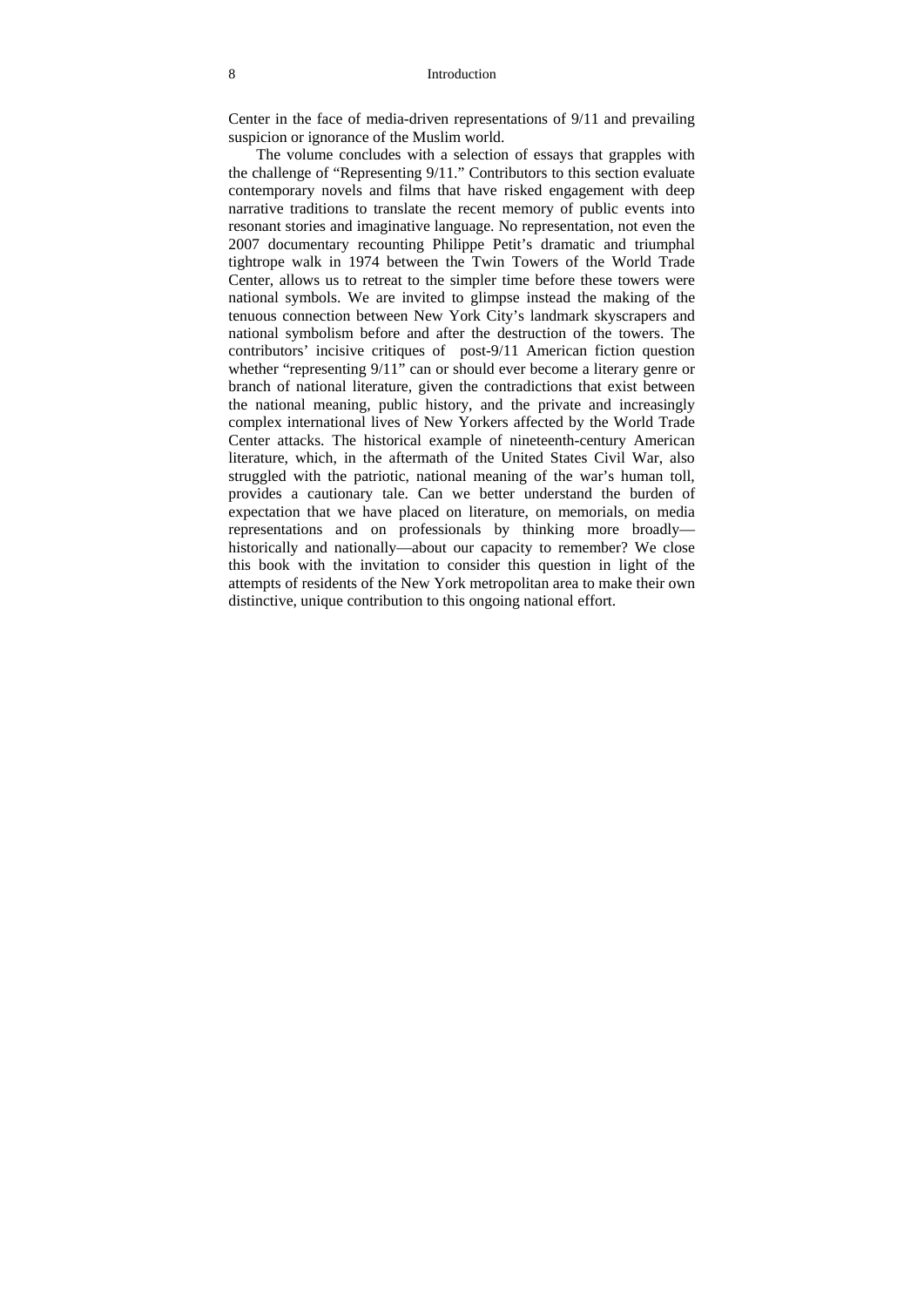Center in the face of media-driven representations of 9/11 and prevailing suspicion or ignorance of the Muslim world.

The volume concludes with a selection of essays that grapples with the challenge of "Representing 9/11." Contributors to this section evaluate contemporary novels and films that have risked engagement with deep narrative traditions to translate the recent memory of public events into resonant stories and imaginative language. No representation, not even the 2007 documentary recounting Philippe Petit's dramatic and triumphal tightrope walk in 1974 between the Twin Towers of the World Trade Center, allows us to retreat to the simpler time before these towers were national symbols. We are invited to glimpse instead the making of the tenuous connection between New York City's landmark skyscrapers and national symbolism before and after the destruction of the towers. The contributors' incisive critiques of post-9/11 American fiction question whether "representing 9/11" can or should ever become a literary genre or branch of national literature, given the contradictions that exist between the national meaning, public history, and the private and increasingly complex international lives of New Yorkers affected by the World Trade Center attacks. The historical example of nineteenth-century American literature, which, in the aftermath of the United States Civil War, also struggled with the patriotic, national meaning of the war's human toll, provides a cautionary tale. Can we better understand the burden of expectation that we have placed on literature, on memorials, on media representations and on professionals by thinking more broadly—historically and nationally—about our capacity to remember? We close this book with the invitation to consider this question in light of the attempts of residents of the New York metropolitan area to make their own distinctive, unique contribution to this ongoing national effort.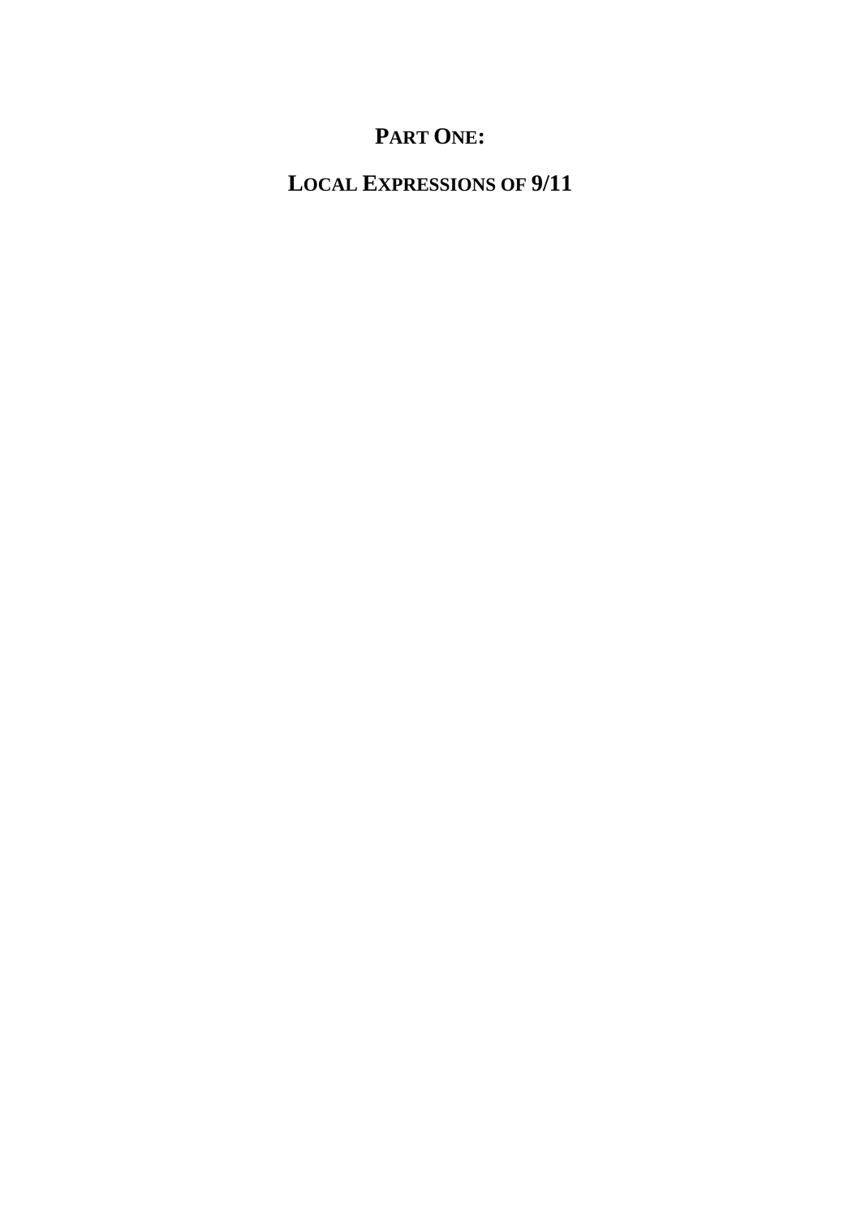# PART ONE:

# LOCAL EXPRESSIONS OF 9/11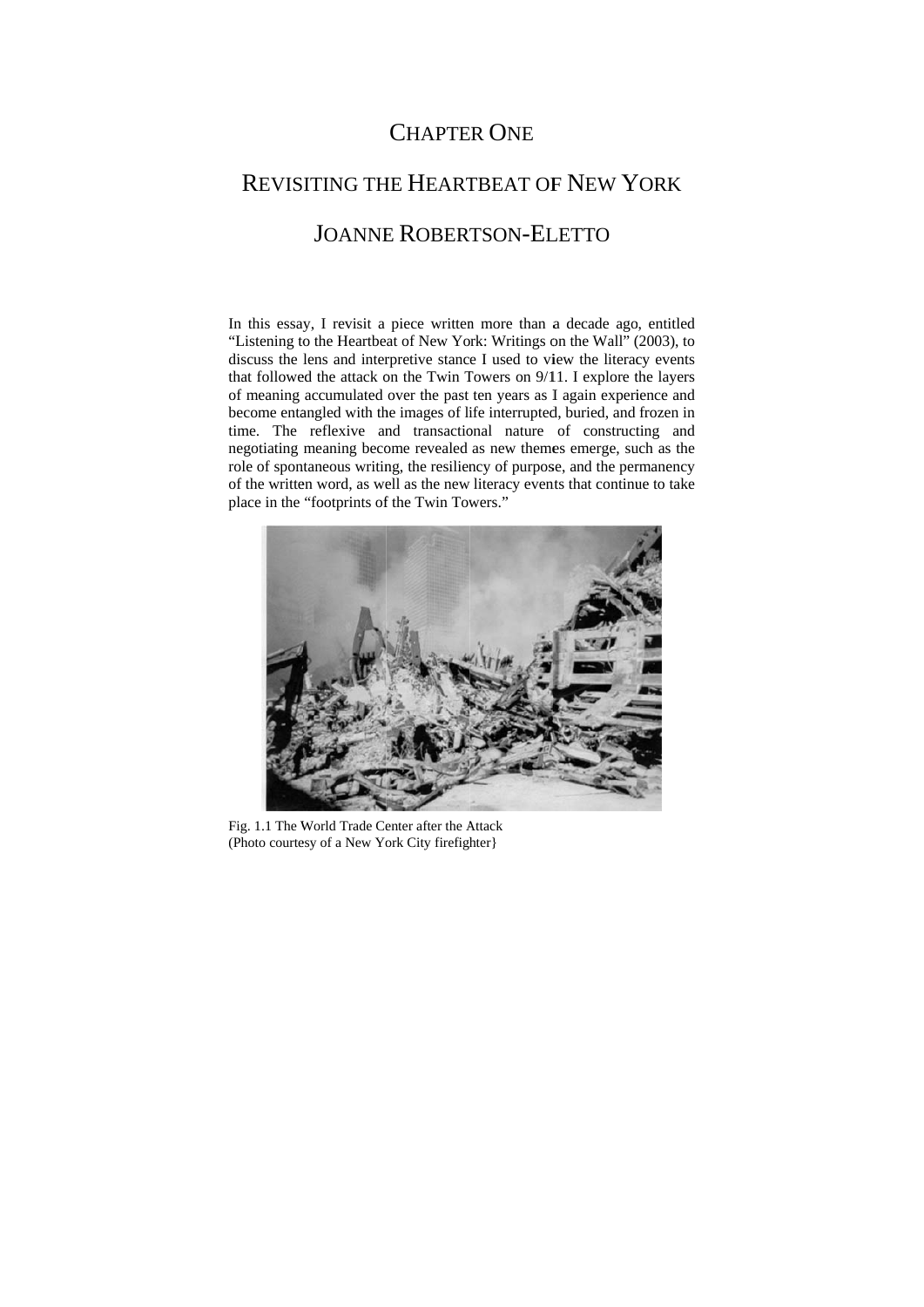# CHAPTER ONE

# REVISITING THE HEARTBEAT OF NEW YORK

## JOANNE ROBERTSON-ELETTO

In this essay, I revisit a piece written more than a decade ago, entitled "Listening to the Heartbeat of New York: Writings on the Wall" (2003), to discuss the lens and interpretive stance I used to view the literacy events that followed the attack on the Twin Towers on 9/11. I explore the layers of meaning accumulated over the past ten years as I again experience and become entangled with the images of life interrupted, buried, and frozen in time. The reflexive and transactional nature of constructing and negotiating meaning become revealed as new themes emerge, such as the role of spontaneous writing, the resiliency of purpose, and the permanency of the written word, as well as the new literacy events that continue to take place in the "footprints of the Twin Towers."

Fig. 1.1 The World Trade Center after the Attack
(Photo courtesy of a New York City firefighter}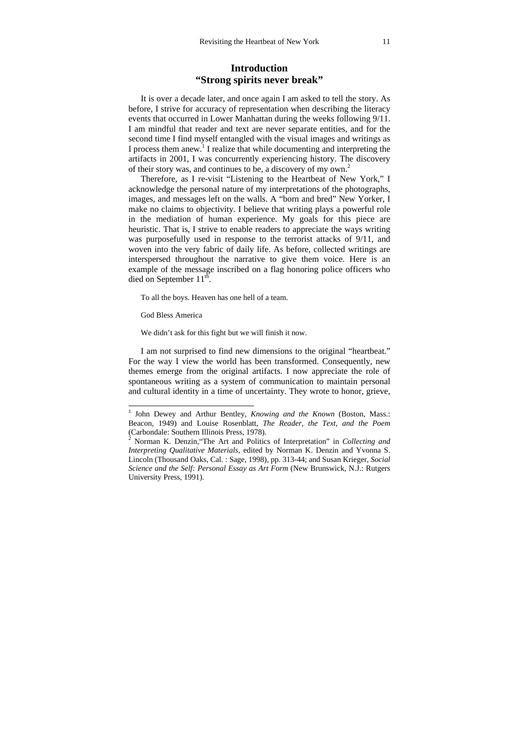## Introduction
## "Strong spirits never break"

It is over a decade later, and once again I am asked to tell the story. As before, I strive for accuracy of representation when describing the literacy events that occurred in Lower Manhattan during the weeks following 9/11. I am mindful that reader and text are never separate entities, and for the second time I find myself entangled with the visual images and writings as I process them anew.[1] I realize that while documenting and interpreting the artifacts in 2001, I was concurrently experiencing history. The discovery of their story was, and continues to be, a discovery of my own.[2]

Therefore, as I re-visit "Listening to the Heartbeat of New York," I acknowledge the personal nature of my interpretations of the photographs, images, and messages left on the walls. A "born and bred" New Yorker, I make no claims to objectivity. I believe that writing plays a powerful role in the mediation of human experience. My goals for this piece are heuristic. That is, I strive to enable readers to appreciate the ways writing was purposefully used in response to the terrorist attacks of 9/11, and woven into the very fabric of daily life. As before, collected writings are interspersed throughout the narrative to give them voice. Here is an example of the message inscribed on a flag honoring police officers who died on September 11th.

> To all the boys. Heaven has one hell of a team.
>
> God Bless America
>
> We didn't ask for this fight but we will finish it now.

I am not surprised to find new dimensions to the original "heartbeat." For the way I view the world has been transformed. Consequently, new themes emerge from the original artifacts. I now appreciate the role of spontaneous writing as a system of communication to maintain personal and cultural identity in a time of uncertainty. They wrote to honor, grieve,

---

[1] John Dewey and Arthur Bentley, *Knowing and the Known* (Boston, Mass.: Beacon, 1949) and Louise Rosenblatt, *The Reader, the Text, and the Poem* (Carbondale: Southern Illinois Press, 1978).

[2] Norman K. Denzin,"The Art and Politics of Interpretation" in *Collecting and Interpreting Qualitative Materials*, edited by Norman K. Denzin and Yvonna S. Lincoln (Thousand Oaks, Cal. : Sage, 1998), pp. 313-44; and Susan Krieger, *Social Science and the Self: Personal Essay as Art Form* (New Brunswick, N.J.: Rutgers University Press, 1991).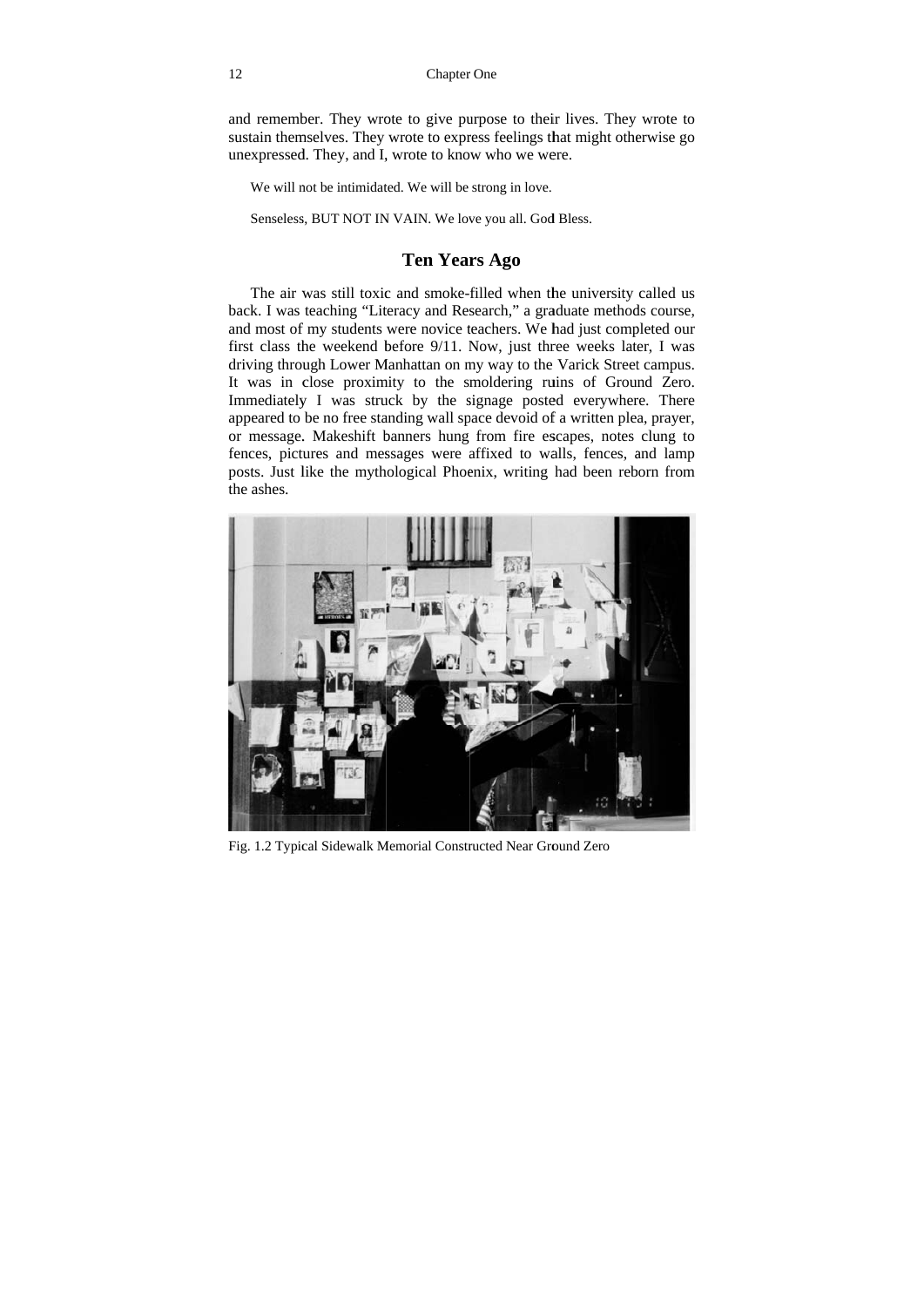and remember. They wrote to give purpose to their lives. They wrote to sustain themselves. They wrote to express feelings that might otherwise go unexpressed. They, and I, wrote to know who we were.

> We will not be intimidated. We will be strong in love.
>
> Senseless, BUT NOT IN VAIN. We love you all. God Bless.

## Ten Years Ago

The air was still toxic and smoke-filled when the university called us back. I was teaching "Literacy and Research," a graduate methods course, and most of my students were novice teachers. We had just completed our first class the weekend before 9/11. Now, just three weeks later, I was driving through Lower Manhattan on my way to the Varick Street campus. It was in close proximity to the smoldering ruins of Ground Zero. Immediately I was struck by the signage posted everywhere. There appeared to be no free standing wall space devoid of a written plea, prayer, or message. Makeshift banners hung from fire escapes, notes clung to fences, pictures and messages were affixed to walls, fences, and lamp posts. Just like the mythological Phoenix, writing had been reborn from the ashes.

Fig. 1.2 Typical Sidewalk Memorial Constructed Near Ground Zero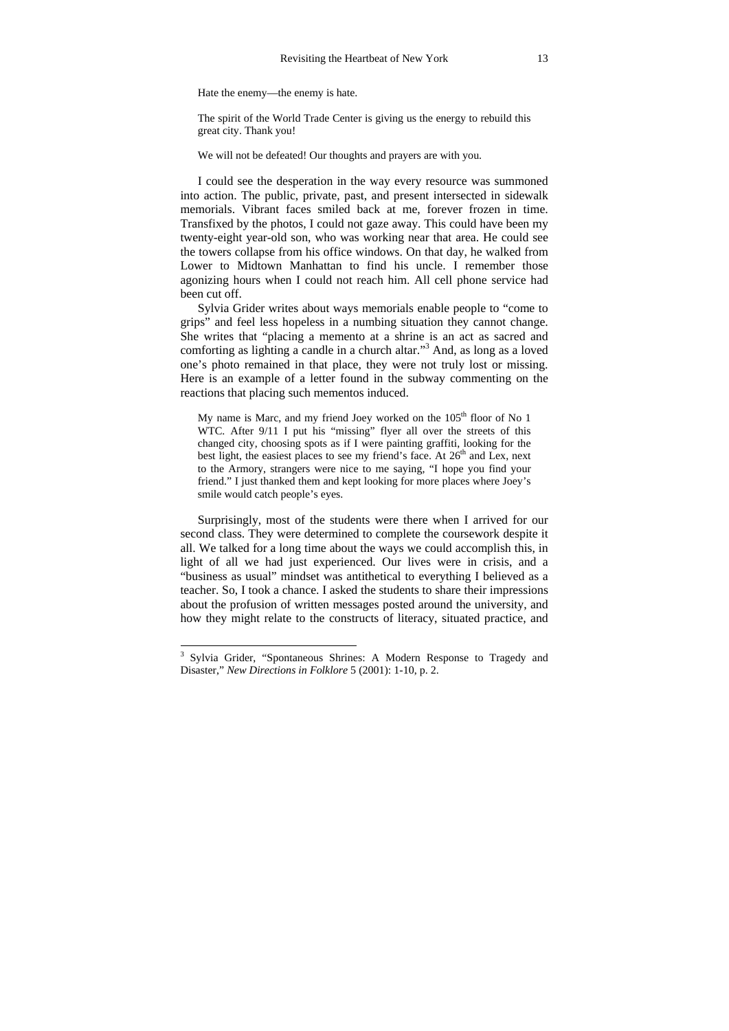> Hate the enemy—the enemy is hate.
>
> The spirit of the World Trade Center is giving us the energy to rebuild this great city. Thank you!
>
> We will not be defeated! Our thoughts and prayers are with you.

I could see the desperation in the way every resource was summoned into action. The public, private, past, and present intersected in sidewalk memorials. Vibrant faces smiled back at me, forever frozen in time. Transfixed by the photos, I could not gaze away. This could have been my twenty-eight year-old son, who was working near that area. He could see the towers collapse from his office windows. On that day, he walked from Lower to Midtown Manhattan to find his uncle. I remember those agonizing hours when I could not reach him. All cell phone service had been cut off.

Sylvia Grider writes about ways memorials enable people to "come to grips" and feel less hopeless in a numbing situation they cannot change. She writes that "placing a memento at a shrine is an act as sacred and comforting as lighting a candle in a church altar."[3] And, as long as a loved one's photo remained in that place, they were not truly lost or missing. Here is an example of a letter found in the subway commenting on the reactions that placing such mementos induced.

> My name is Marc, and my friend Joey worked on the 105th floor of No 1 WTC. After 9/11 I put his "missing" flyer all over the streets of this changed city, choosing spots as if I were painting graffiti, looking for the best light, the easiest places to see my friend's face. At 26th and Lex, next to the Armory, strangers were nice to me saying, "I hope you find your friend." I just thanked them and kept looking for more places where Joey's smile would catch people's eyes.

Surprisingly, most of the students were there when I arrived for our second class. They were determined to complete the coursework despite it all. We talked for a long time about the ways we could accomplish this, in light of all we had just experienced. Our lives were in crisis, and a "business as usual" mindset was antithetical to everything I believed as a teacher. So, I took a chance. I asked the students to share their impressions about the profusion of written messages posted around the university, and how they might relate to the constructs of literacy, situated practice, and

---

[3] Sylvia Grider, "Spontaneous Shrines: A Modern Response to Tragedy and Disaster," *New Directions in Folklore* 5 (2001): 1-10, p. 2.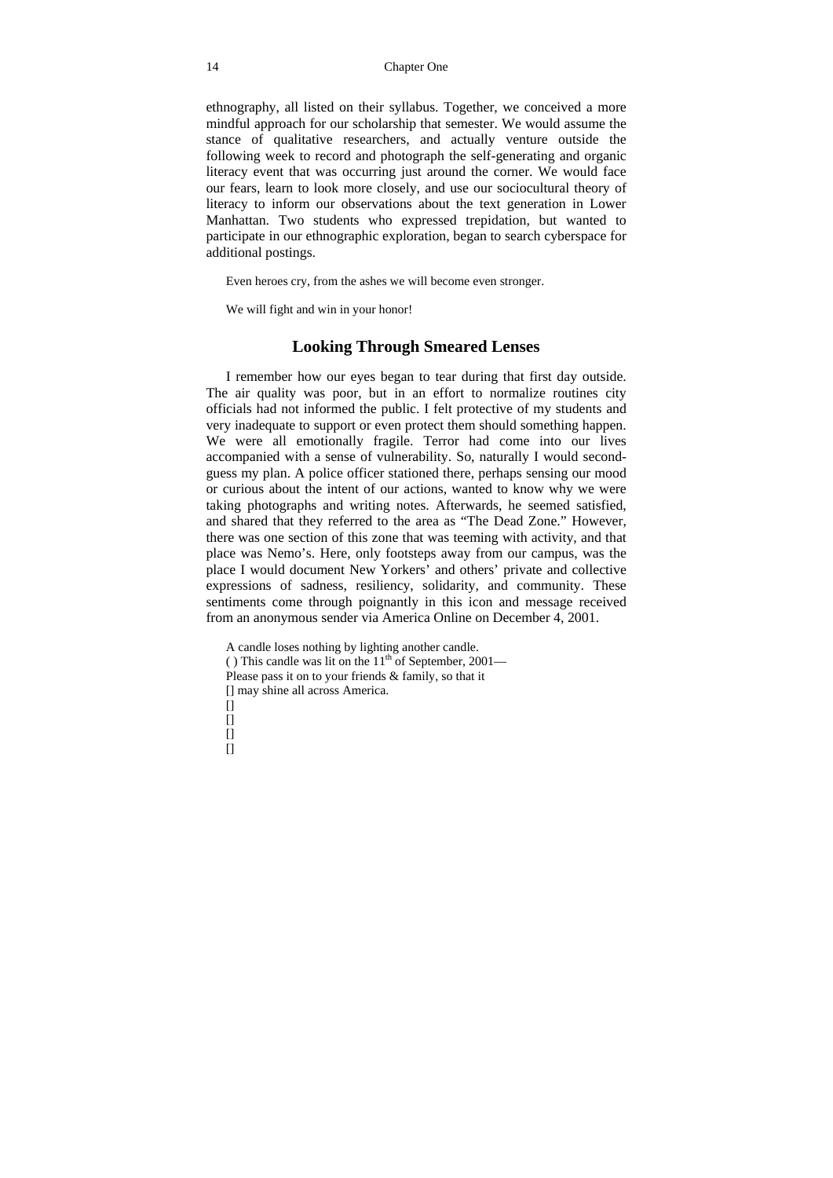ethnography, all listed on their syllabus. Together, we conceived a more mindful approach for our scholarship that semester. We would assume the stance of qualitative researchers, and actually venture outside the following week to record and photograph the self-generating and organic literacy event that was occurring just around the corner. We would face our fears, learn to look more closely, and use our sociocultural theory of literacy to inform our observations about the text generation in Lower Manhattan. Two students who expressed trepidation, but wanted to participate in our ethnographic exploration, began to search cyberspace for additional postings.

> Even heroes cry, from the ashes we will become even stronger.
>
> We will fight and win in your honor!

## Looking Through Smeared Lenses

I remember how our eyes began to tear during that first day outside. The air quality was poor, but in an effort to normalize routines city officials had not informed the public. I felt protective of my students and very inadequate to support or even protect them should something happen. We were all emotionally fragile. Terror had come into our lives accompanied with a sense of vulnerability. So, naturally I would second-guess my plan. A police officer stationed there, perhaps sensing our mood or curious about the intent of our actions, wanted to know why we were taking photographs and writing notes. Afterwards, he seemed satisfied, and shared that they referred to the area as "The Dead Zone." However, there was one section of this zone that was teeming with activity, and that place was Nemo's. Here, only footsteps away from our campus, was the place I would document New Yorkers' and others' private and collective expressions of sadness, resiliency, solidarity, and community. These sentiments come through poignantly in this icon and message received from an anonymous sender via America Online on December 4, 2001.

> A candle loses nothing by lighting another candle.
> ( ) This candle was lit on the 11th of September, 2001—
> Please pass it on to your friends & family, so that it
> [] may shine all across America.
> []
> []
> []
> []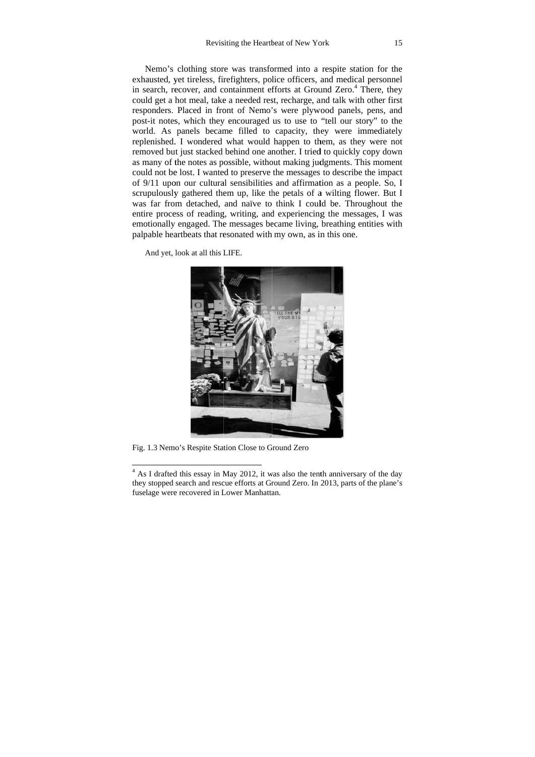Nemo's clothing store was transformed into a respite station for the exhausted, yet tireless, firefighters, police officers, and medical personnel in search, recover, and containment efforts at Ground Zero.[4] There, they could get a hot meal, take a needed rest, recharge, and talk with other first responders. Placed in front of Nemo's were plywood panels, pens, and post-it notes, which they encouraged us to use to "tell our story" to the world. As panels became filled to capacity, they were immediately replenished. I wondered what would happen to them, as they were not removed but just stacked behind one another. I tried to quickly copy down as many of the notes as possible, without making judgments. This moment could not be lost. I wanted to preserve the messages to describe the impact of 9/11 upon our cultural sensibilities and affirmation as a people. So, I scrupulously gathered them up, like the petals of a wilting flower. But I was far from detached, and naïve to think I could be. Throughout the entire process of reading, writing, and experiencing the messages, I was emotionally engaged. The messages became living, breathing entities with palpable heartbeats that resonated with my own, as in this one.

And yet, look at all this LIFE.

Fig. 1.3 Nemo's Respite Station Close to Ground Zero

[4] As I drafted this essay in May 2012, it was also the tenth anniversary of the day they stopped search and rescue efforts at Ground Zero. In 2013, parts of the plane's fuselage were recovered in Lower Manhattan.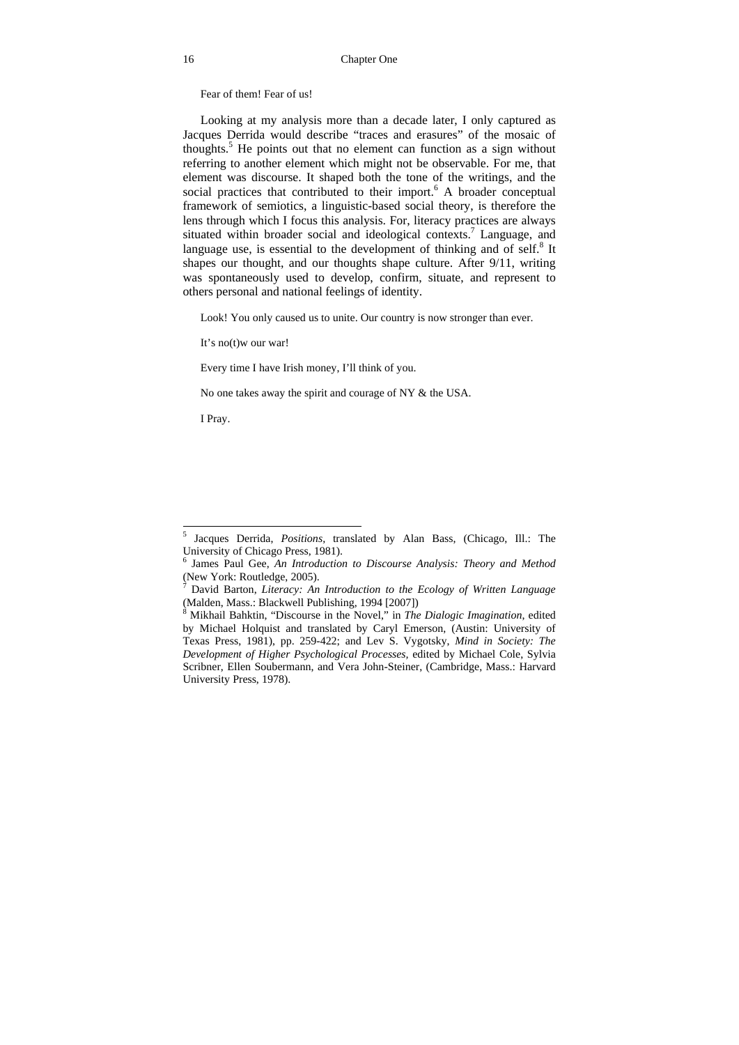Fear of them! Fear of us!

Looking at my analysis more than a decade later, I only captured as Jacques Derrida would describe "traces and erasures" of the mosaic of thoughts.[5] He points out that no element can function as a sign without referring to another element which might not be observable. For me, that element was discourse. It shaped both the tone of the writings, and the social practices that contributed to their import.[6] A broader conceptual framework of semiotics, a linguistic-based social theory, is therefore the lens through which I focus this analysis. For, literacy practices are always situated within broader social and ideological contexts.[7] Language, and language use, is essential to the development of thinking and of self.[8] It shapes our thought, and our thoughts shape culture. After 9/11, writing was spontaneously used to develop, confirm, situate, and represent to others personal and national feelings of identity.

Look! You only caused us to unite. Our country is now stronger than ever.

It's no(t)w our war!

Every time I have Irish money, I'll think of you.

No one takes away the spirit and courage of NY & the USA.

I Pray.

---

[5] Jacques Derrida, *Positions*, translated by Alan Bass, (Chicago, Ill.: The University of Chicago Press, 1981).

[6] James Paul Gee, *An Introduction to Discourse Analysis: Theory and Method* (New York: Routledge, 2005).

[7] David Barton, *Literacy: An Introduction to the Ecology of Written Language* (Malden, Mass.: Blackwell Publishing, 1994 [2007])

[8] Mikhail Bahktin, "Discourse in the Novel," in *The Dialogic Imagination*, edited by Michael Holquist and translated by Caryl Emerson, (Austin: University of Texas Press, 1981), pp. 259-422; and Lev S. Vygotsky, *Mind in Society: The Development of Higher Psychological Processes*, edited by Michael Cole, Sylvia Scribner, Ellen Soubermann, and Vera John-Steiner, (Cambridge, Mass.: Harvard University Press, 1978).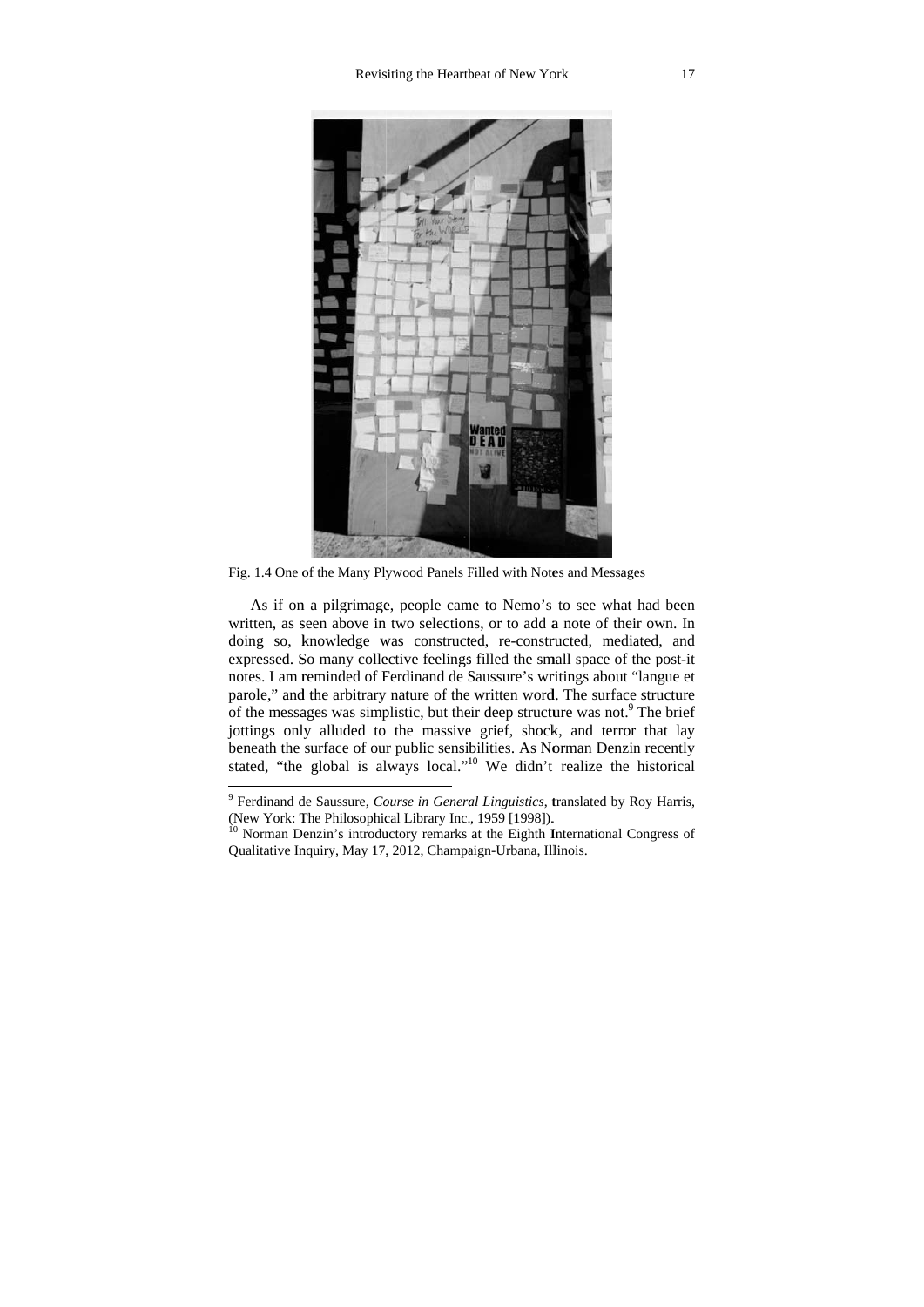Fig. 1.4 One of the Many Plywood Panels Filled with Notes and Messages

As if on a pilgrimage, people came to Nemo's to see what had been written, as seen above in two selections, or to add a note of their own. In doing so, knowledge was constructed, re-constructed, mediated, and expressed. So many collective feelings filled the small space of the post-it notes. I am reminded of Ferdinand de Saussure's writings about "langue et parole," and the arbitrary nature of the written word. The surface structure of the messages was simplistic, but their deep structure was not.[9] The brief jottings only alluded to the massive grief, shock, and terror that lay beneath the surface of our public sensibilities. As Norman Denzin recently stated, "the global is always local."[10] We didn't realize the historical

---

[9] Ferdinand de Saussure, *Course in General Linguistics*, translated by Roy Harris, (New York: The Philosophical Library Inc., 1959 [1998]).

[10] Norman Denzin's introductory remarks at the Eighth International Congress of Qualitative Inquiry, May 17, 2012, Champaign-Urbana, Illinois.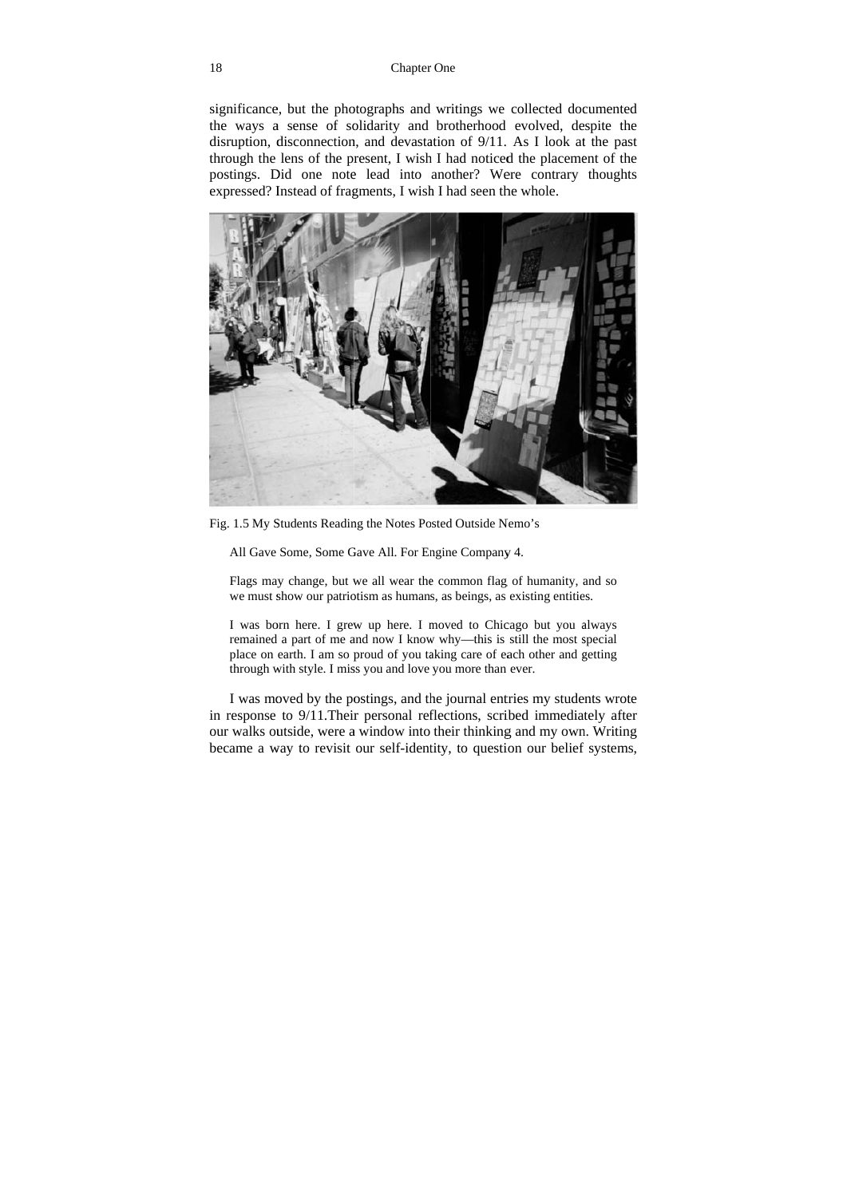significance, but the photographs and writings we collected documented the ways a sense of solidarity and brotherhood evolved, despite the disruption, disconnection, and devastation of 9/11. As I look at the past through the lens of the present, I wish I had noticed the placement of the postings. Did one note lead into another? Were contrary thoughts expressed? Instead of fragments, I wish I had seen the whole.

Fig. 1.5 My Students Reading the Notes Posted Outside Nemo's

> All Gave Some, Some Gave All. For Engine Company 4.
>
> Flags may change, but we all wear the common flag of humanity, and so we must show our patriotism as humans, as beings, as existing entities.
>
> I was born here. I grew up here. I moved to Chicago but you always remained a part of me and now I know why—this is still the most special place on earth. I am so proud of you taking care of each other and getting through with style. I miss you and love you more than ever.

I was moved by the postings, and the journal entries my students wrote in response to 9/11.Their personal reflections, scribed immediately after our walks outside, were a window into their thinking and my own. Writing became a way to revisit our self-identity, to question our belief systems,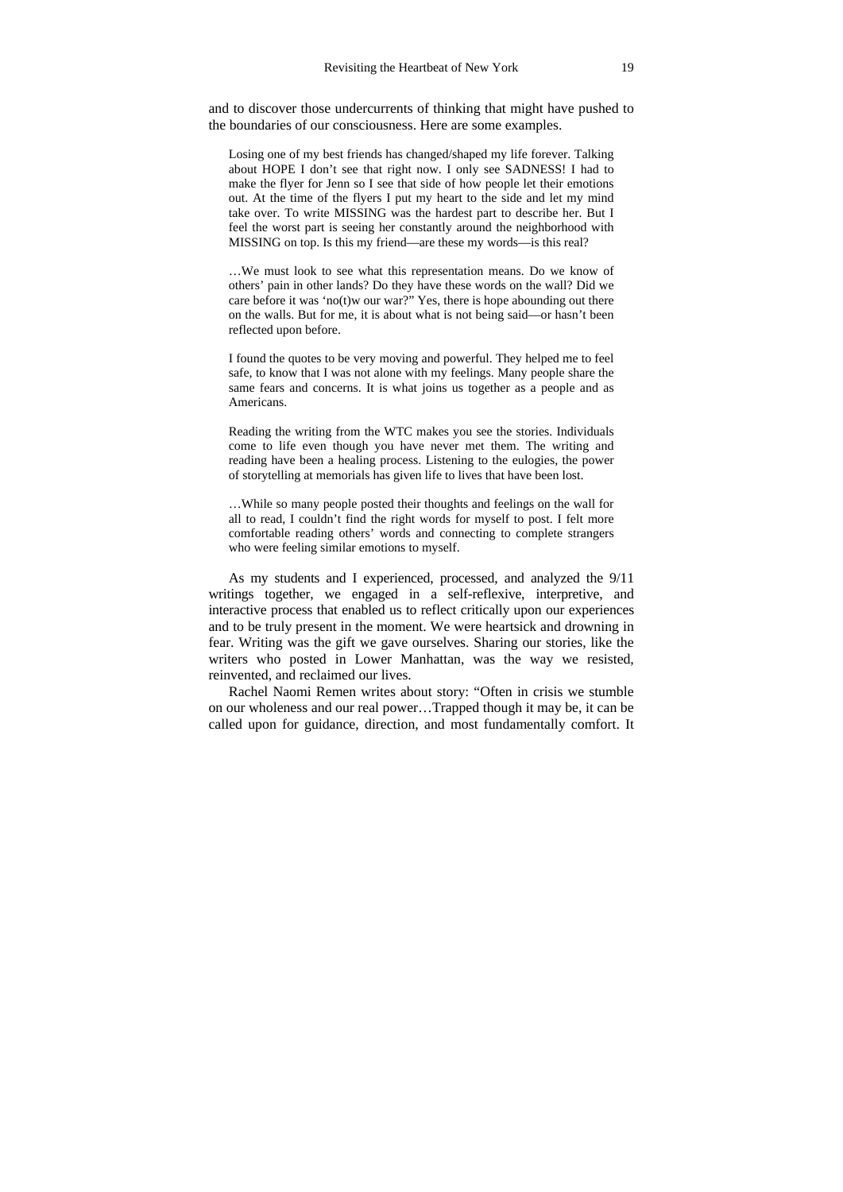and to discover those undercurrents of thinking that might have pushed to the boundaries of our consciousness. Here are some examples.

> Losing one of my best friends has changed/shaped my life forever. Talking about HOPE I don't see that right now. I only see SADNESS! I had to make the flyer for Jenn so I see that side of how people let their emotions out. At the time of the flyers I put my heart to the side and let my mind take over. To write MISSING was the hardest part to describe her. But I feel the worst part is seeing her constantly around the neighborhood with MISSING on top. Is this my friend—are these my words—is this real?

> …We must look to see what this representation means. Do we know of others' pain in other lands? Do they have these words on the wall? Did we care before it was 'no(t)w our war?" Yes, there is hope abounding out there on the walls. But for me, it is about what is not being said—or hasn't been reflected upon before.

> I found the quotes to be very moving and powerful. They helped me to feel safe, to know that I was not alone with my feelings. Many people share the same fears and concerns. It is what joins us together as a people and as Americans.

> Reading the writing from the WTC makes you see the stories. Individuals come to life even though you have never met them. The writing and reading have been a healing process. Listening to the eulogies, the power of storytelling at memorials has given life to lives that have been lost.

> …While so many people posted their thoughts and feelings on the wall for all to read, I couldn't find the right words for myself to post. I felt more comfortable reading others' words and connecting to complete strangers who were feeling similar emotions to myself.

As my students and I experienced, processed, and analyzed the 9/11 writings together, we engaged in a self-reflexive, interpretive, and interactive process that enabled us to reflect critically upon our experiences and to be truly present in the moment. We were heartsick and drowning in fear. Writing was the gift we gave ourselves. Sharing our stories, like the writers who posted in Lower Manhattan, was the way we resisted, reinvented, and reclaimed our lives.

Rachel Naomi Remen writes about story: "Often in crisis we stumble on our wholeness and our real power…Trapped though it may be, it can be called upon for guidance, direction, and most fundamentally comfort. It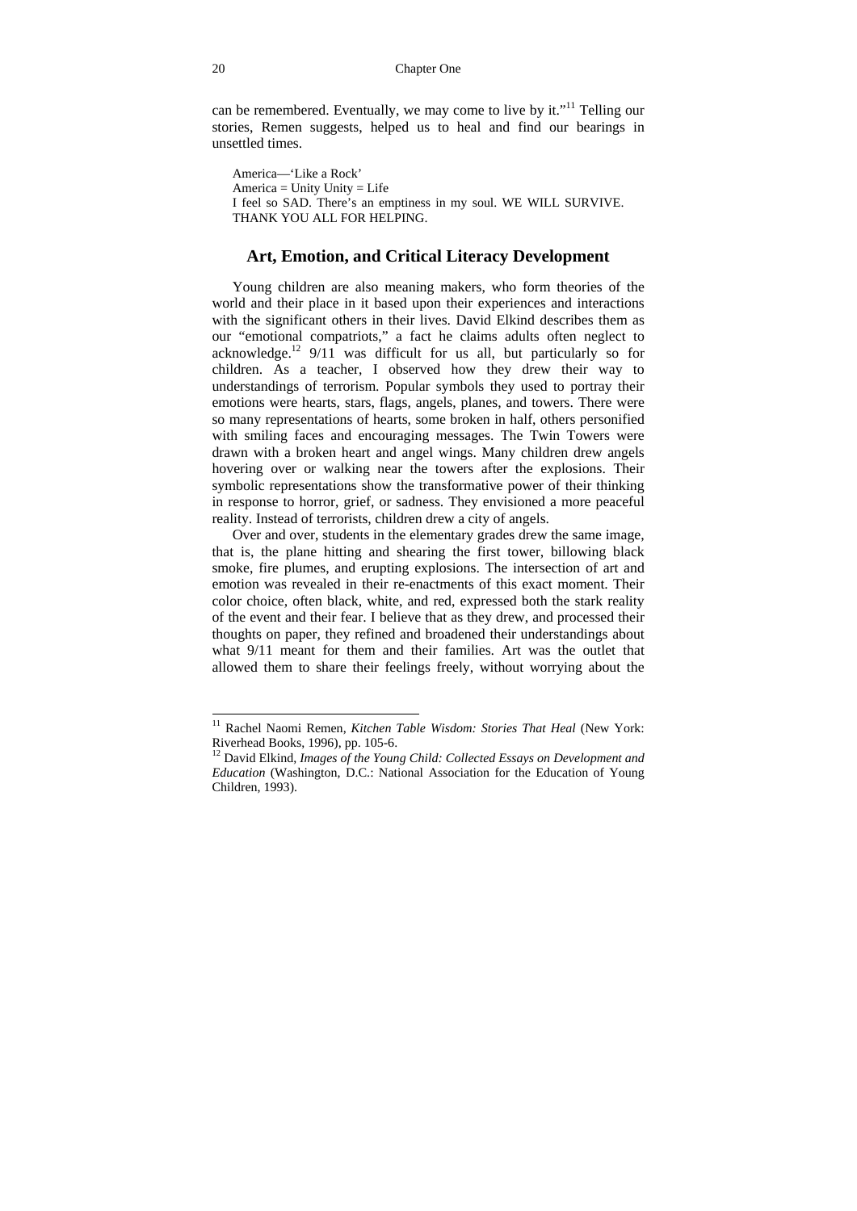can be remembered. Eventually, we may come to live by it."[11] Telling our stories, Remen suggests, helped us to heal and find our bearings in unsettled times.

> America—'Like a Rock'
> America = Unity Unity = Life
> I feel so SAD. There's an emptiness in my soul. WE WILL SURVIVE. THANK YOU ALL FOR HELPING.

## Art, Emotion, and Critical Literacy Development

Young children are also meaning makers, who form theories of the world and their place in it based upon their experiences and interactions with the significant others in their lives. David Elkind describes them as our "emotional compatriots," a fact he claims adults often neglect to acknowledge.[12] 9/11 was difficult for us all, but particularly so for children. As a teacher, I observed how they drew their way to understandings of terrorism. Popular symbols they used to portray their emotions were hearts, stars, flags, angels, planes, and towers. There were so many representations of hearts, some broken in half, others personified with smiling faces and encouraging messages. The Twin Towers were drawn with a broken heart and angel wings. Many children drew angels hovering over or walking near the towers after the explosions. Their symbolic representations show the transformative power of their thinking in response to horror, grief, or sadness. They envisioned a more peaceful reality. Instead of terrorists, children drew a city of angels.

Over and over, students in the elementary grades drew the same image, that is, the plane hitting and shearing the first tower, billowing black smoke, fire plumes, and erupting explosions. The intersection of art and emotion was revealed in their re-enactments of this exact moment. Their color choice, often black, white, and red, expressed both the stark reality of the event and their fear. I believe that as they drew, and processed their thoughts on paper, they refined and broadened their understandings about what 9/11 meant for them and their families. Art was the outlet that allowed them to share their feelings freely, without worrying about the

---

[11] Rachel Naomi Remen, *Kitchen Table Wisdom: Stories That Heal* (New York: Riverhead Books, 1996), pp. 105-6.

[12] David Elkind, *Images of the Young Child: Collected Essays on Development and Education* (Washington, D.C.: National Association for the Education of Young Children, 1993).